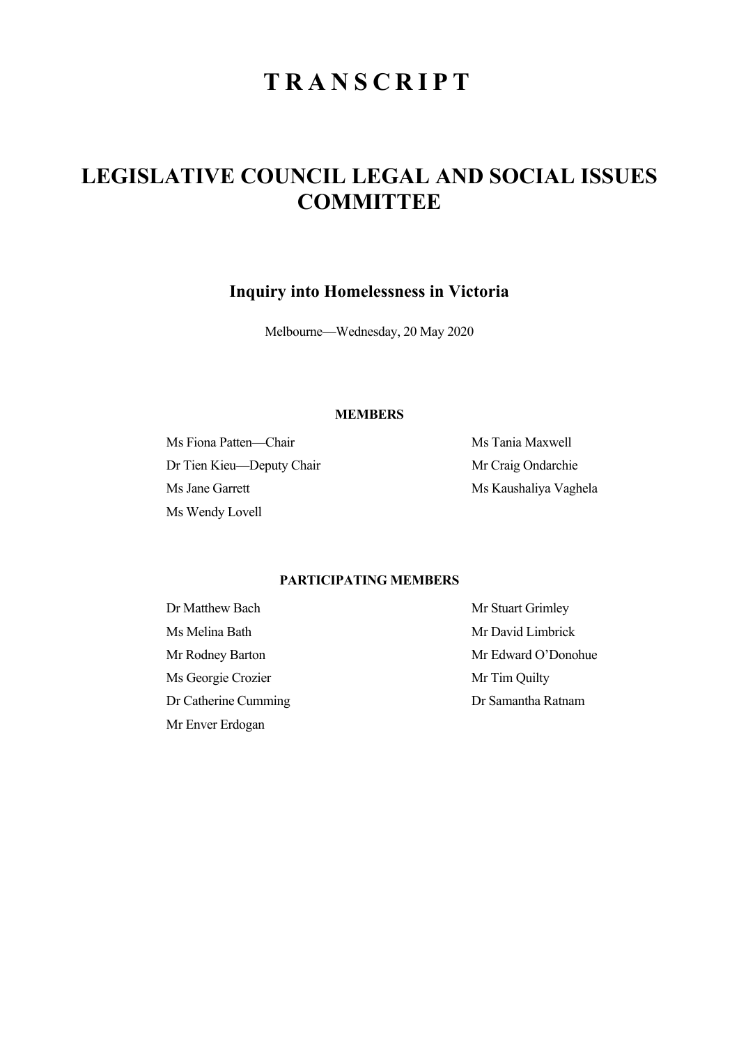# TRANSCRIPT

# LEGISLATIVE COUNCIL LEGAL AND SOCIAL ISSUES COMMITTEE

## Inquiry into Homelessness in Victoria

Melbourne—Wednesday, 20 May 2020

### MEMBERS

Ms Fiona Patten—Chair

Dr Tien Kieu—Deputy Chair

Ms Jane Garrett

Ms Wendy Lovell

Ms Tania Maxwell

Mr Craig Ondarchie

Ms Kaushaliya Vaghela

### PARTICIPATING MEMBERS

Dr Matthew Bach

Ms Melina Bath

Mr Rodney Barton

Ms Georgie Crozier

Dr Catherine Cumming

Mr Enver Erdogan

Mr Stuart Grimley

Mr David Limbrick

Mr Edward O'Donohue

Mr Tim Quilty

Dr Samantha Ratnam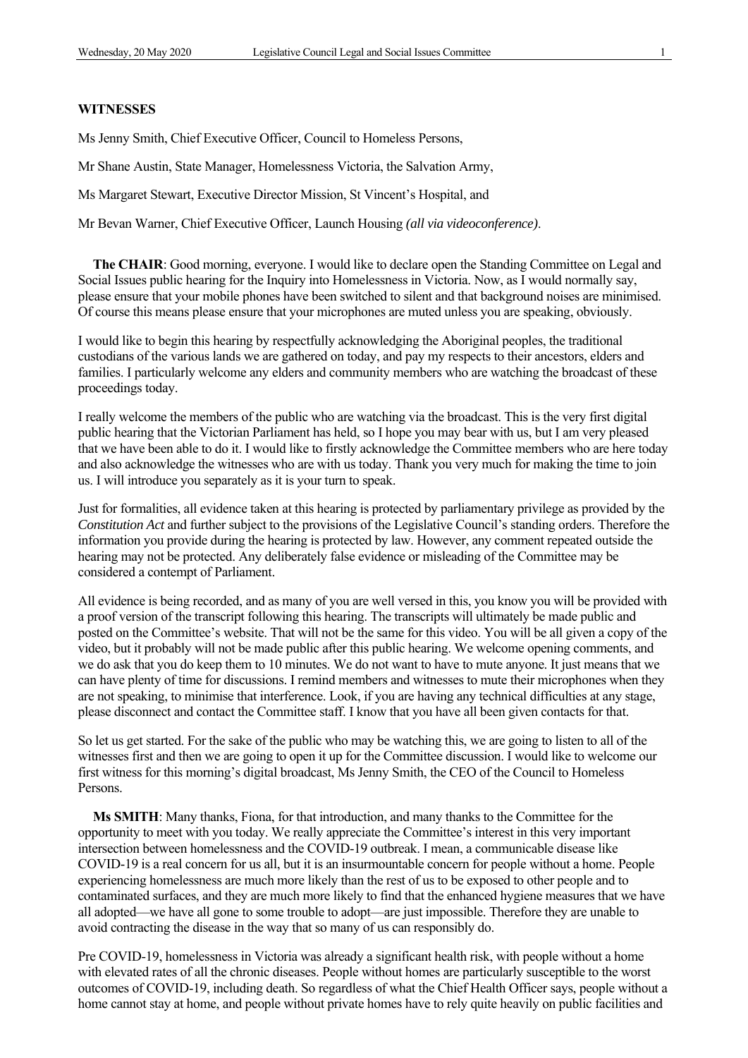**WITNESSES**

Ms Jenny Smith, Chief Executive Officer, Council to Homeless Persons,

Mr Shane Austin, State Manager, Homelessness Victoria, the Salvation Army,

Ms Margaret Stewart, Executive Director Mission, St Vincent's Hospital, and

Mr Bevan Warner, Chief Executive Officer, Launch Housing *(all via videoconference)*.

**The CHAIR**: Good morning, everyone. I would like to declare open the Standing Committee on Legal and Social Issues public hearing for the Inquiry into Homelessness in Victoria. Now, as I would normally say, please ensure that your mobile phones have been switched to silent and that background noises are minimised. Of course this means please ensure that your microphones are muted unless you are speaking, obviously.

I would like to begin this hearing by respectfully acknowledging the Aboriginal peoples, the traditional custodians of the various lands we are gathered on today, and pay my respects to their ancestors, elders and families. I particularly welcome any elders and community members who are watching the broadcast of these proceedings today.

I really welcome the members of the public who are watching via the broadcast. This is the very first digital public hearing that the Victorian Parliament has held, so I hope you may bear with us, but I am very pleased that we have been able to do it. I would like to firstly acknowledge the Committee members who are here today and also acknowledge the witnesses who are with us today. Thank you very much for making the time to join us. I will introduce you separately as it is your turn to speak.

Just for formalities, all evidence taken at this hearing is protected by parliamentary privilege as provided by the *Constitution Act* and further subject to the provisions of the Legislative Council's standing orders. Therefore the information you provide during the hearing is protected by law. However, any comment repeated outside the hearing may not be protected. Any deliberately false evidence or misleading of the Committee may be considered a contempt of Parliament.

All evidence is being recorded, and as many of you are well versed in this, you know you will be provided with a proof version of the transcript following this hearing. The transcripts will ultimately be made public and posted on the Committee's website. That will not be the same for this video. You will be all given a copy of the video, but it probably will not be made public after this public hearing. We welcome opening comments, and we do ask that you do keep them to 10 minutes. We do not want to have to mute anyone. It just means that we can have plenty of time for discussions. I remind members and witnesses to mute their microphones when they are not speaking, to minimise that interference. Look, if you are having any technical difficulties at any stage, please disconnect and contact the Committee staff. I know that you have all been given contacts for that.

So let us get started. For the sake of the public who may be watching this, we are going to listen to all of the witnesses first and then we are going to open it up for the Committee discussion. I would like to welcome our first witness for this morning's digital broadcast, Ms Jenny Smith, the CEO of the Council to Homeless Persons.

**Ms SMITH**: Many thanks, Fiona, for that introduction, and many thanks to the Committee for the opportunity to meet with you today. We really appreciate the Committee's interest in this very important intersection between homelessness and the COVID-19 outbreak. I mean, a communicable disease like COVID-19 is a real concern for us all, but it is an insurmountable concern for people without a home. People experiencing homelessness are much more likely than the rest of us to be exposed to other people and to contaminated surfaces, and they are much more likely to find that the enhanced hygiene measures that we have all adopted—we have all gone to some trouble to adopt—are just impossible. Therefore they are unable to avoid contracting the disease in the way that so many of us can responsibly do.

Pre COVID-19, homelessness in Victoria was already a significant health risk, with people without a home with elevated rates of all the chronic diseases. People without homes are particularly susceptible to the worst outcomes of COVID-19, including death. So regardless of what the Chief Health Officer says, people without a home cannot stay at home, and people without private homes have to rely quite heavily on public facilities and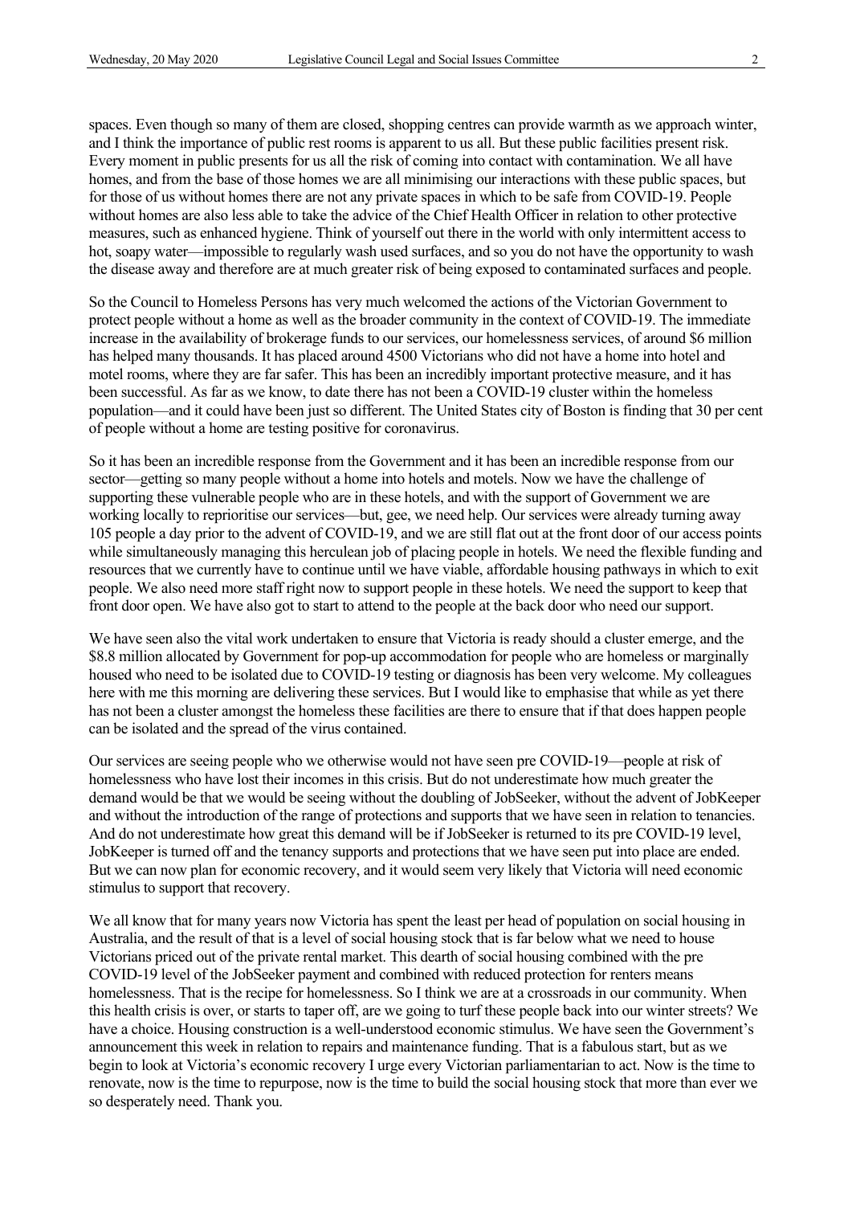spaces. Even though so many of them are closed, shopping centres can provide warmth as we approach winter, and I think the importance of public rest rooms is apparent to us all. But these public facilities present risk. Every moment in public presents for us all the risk of coming into contact with contamination. We all have homes, and from the base of those homes we are all minimising our interactions with these public spaces, but for those of us without homes there are not any private spaces in which to be safe from COVID-19. People without homes are also less able to take the advice of the Chief Health Officer in relation to other protective measures, such as enhanced hygiene. Think of yourself out there in the world with only intermittent access to hot, soapy water—impossible to regularly wash used surfaces, and so you do not have the opportunity to wash the disease away and therefore are at much greater risk of being exposed to contaminated surfaces and people.

So the Council to Homeless Persons has very much welcomed the actions of the Victorian Government to protect people without a home as well as the broader community in the context of COVID-19. The immediate increase in the availability of brokerage funds to our services, our homelessness services, of around $6 million has helped many thousands. It has placed around 4500 Victorians who did not have a home into hotel and motel rooms, where they are far safer. This has been an incredibly important protective measure, and it has been successful. As far as we know, to date there has not been a COVID-19 cluster within the homeless population—and it could have been just so different. The United States city of Boston is finding that 30 per cent of people without a home are testing positive for coronavirus.

So it has been an incredible response from the Government and it has been an incredible response from our sector—getting so many people without a home into hotels and motels. Now we have the challenge of supporting these vulnerable people who are in these hotels, and with the support of Government we are working locally to reprioritise our services—but, gee, we need help. Our services were already turning away 105 people a day prior to the advent of COVID-19, and we are still flat out at the front door of our access points while simultaneously managing this herculean job of placing people in hotels. We need the flexible funding and resources that we currently have to continue until we have viable, affordable housing pathways in which to exit people. We also need more staff right now to support people in these hotels. We need the support to keep that front door open. We have also got to start to attend to the people at the back door who need our support.

We have seen also the vital work undertaken to ensure that Victoria is ready should a cluster emerge, and the $8.8 million allocated by Government for pop-up accommodation for people who are homeless or marginally housed who need to be isolated due to COVID-19 testing or diagnosis has been very welcome. My colleagues here with me this morning are delivering these services. But I would like to emphasise that while as yet there has not been a cluster amongst the homeless these facilities are there to ensure that if that does happen people can be isolated and the spread of the virus contained.

Our services are seeing people who we otherwise would not have seen pre COVID-19—people at risk of homelessness who have lost their incomes in this crisis. But do not underestimate how much greater the demand would be that we would be seeing without the doubling of JobSeeker, without the advent of JobKeeper and without the introduction of the range of protections and supports that we have seen in relation to tenancies. And do not underestimate how great this demand will be if JobSeeker is returned to its pre COVID-19 level, JobKeeper is turned off and the tenancy supports and protections that we have seen put into place are ended. But we can now plan for economic recovery, and it would seem very likely that Victoria will need economic stimulus to support that recovery.

We all know that for many years now Victoria has spent the least per head of population on social housing in Australia, and the result of that is a level of social housing stock that is far below what we need to house Victorians priced out of the private rental market. This dearth of social housing combined with the pre COVID-19 level of the JobSeeker payment and combined with reduced protection for renters means homelessness. That is the recipe for homelessness. So I think we are at a crossroads in our community. When this health crisis is over, or starts to taper off, are we going to turf these people back into our winter streets? We have a choice. Housing construction is a well-understood economic stimulus. We have seen the Government's announcement this week in relation to repairs and maintenance funding. That is a fabulous start, but as we begin to look at Victoria's economic recovery I urge every Victorian parliamentarian to act. Now is the time to renovate, now is the time to repurpose, now is the time to build the social housing stock that more than ever we so desperately need. Thank you.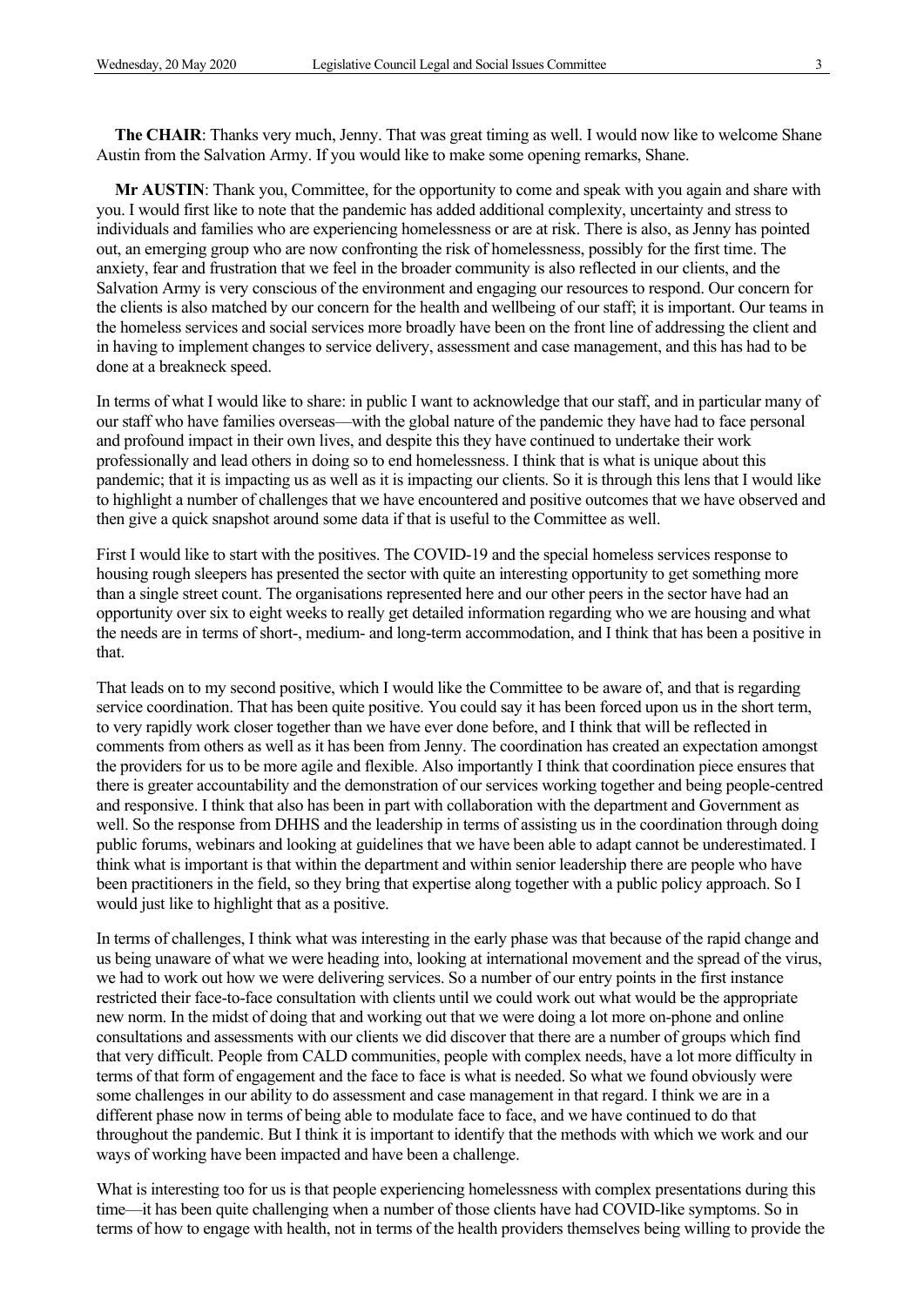**The CHAIR**: Thanks very much, Jenny. That was great timing as well. I would now like to welcome Shane Austin from the Salvation Army. If you would like to make some opening remarks, Shane.

**Mr AUSTIN**: Thank you, Committee, for the opportunity to come and speak with you again and share with you. I would first like to note that the pandemic has added additional complexity, uncertainty and stress to individuals and families who are experiencing homelessness or are at risk. There is also, as Jenny has pointed out, an emerging group who are now confronting the risk of homelessness, possibly for the first time. The anxiety, fear and frustration that we feel in the broader community is also reflected in our clients, and the Salvation Army is very conscious of the environment and engaging our resources to respond. Our concern for the clients is also matched by our concern for the health and wellbeing of our staff; it is important. Our teams in the homeless services and social services more broadly have been on the front line of addressing the client and in having to implement changes to service delivery, assessment and case management, and this has had to be done at a breakneck speed.

In terms of what I would like to share: in public I want to acknowledge that our staff, and in particular many of our staff who have families overseas—with the global nature of the pandemic they have had to face personal and profound impact in their own lives, and despite this they have continued to undertake their work professionally and lead others in doing so to end homelessness. I think that is what is unique about this pandemic; that it is impacting us as well as it is impacting our clients. So it is through this lens that I would like to highlight a number of challenges that we have encountered and positive outcomes that we have observed and then give a quick snapshot around some data if that is useful to the Committee as well.

First I would like to start with the positives. The COVID-19 and the special homeless services response to housing rough sleepers has presented the sector with quite an interesting opportunity to get something more than a single street count. The organisations represented here and our other peers in the sector have had an opportunity over six to eight weeks to really get detailed information regarding who we are housing and what the needs are in terms of short-, medium- and long-term accommodation, and I think that has been a positive in that.

That leads on to my second positive, which I would like the Committee to be aware of, and that is regarding service coordination. That has been quite positive. You could say it has been forced upon us in the short term, to very rapidly work closer together than we have ever done before, and I think that will be reflected in comments from others as well as it has been from Jenny. The coordination has created an expectation amongst the providers for us to be more agile and flexible. Also importantly I think that coordination piece ensures that there is greater accountability and the demonstration of our services working together and being people-centred and responsive. I think that also has been in part with collaboration with the department and Government as well. So the response from DHHS and the leadership in terms of assisting us in the coordination through doing public forums, webinars and looking at guidelines that we have been able to adapt cannot be underestimated. I think what is important is that within the department and within senior leadership there are people who have been practitioners in the field, so they bring that expertise along together with a public policy approach. So I would just like to highlight that as a positive.

In terms of challenges, I think what was interesting in the early phase was that because of the rapid change and us being unaware of what we were heading into, looking at international movement and the spread of the virus, we had to work out how we were delivering services. So a number of our entry points in the first instance restricted their face-to-face consultation with clients until we could work out what would be the appropriate new norm. In the midst of doing that and working out that we were doing a lot more on-phone and online consultations and assessments with our clients we did discover that there are a number of groups which find that very difficult. People from CALD communities, people with complex needs, have a lot more difficulty in terms of that form of engagement and the face to face is what is needed. So what we found obviously were some challenges in our ability to do assessment and case management in that regard. I think we are in a different phase now in terms of being able to modulate face to face, and we have continued to do that throughout the pandemic. But I think it is important to identify that the methods with which we work and our ways of working have been impacted and have been a challenge.

What is interesting too for us is that people experiencing homelessness with complex presentations during this time—it has been quite challenging when a number of those clients have had COVID-like symptoms. So in terms of how to engage with health, not in terms of the health providers themselves being willing to provide the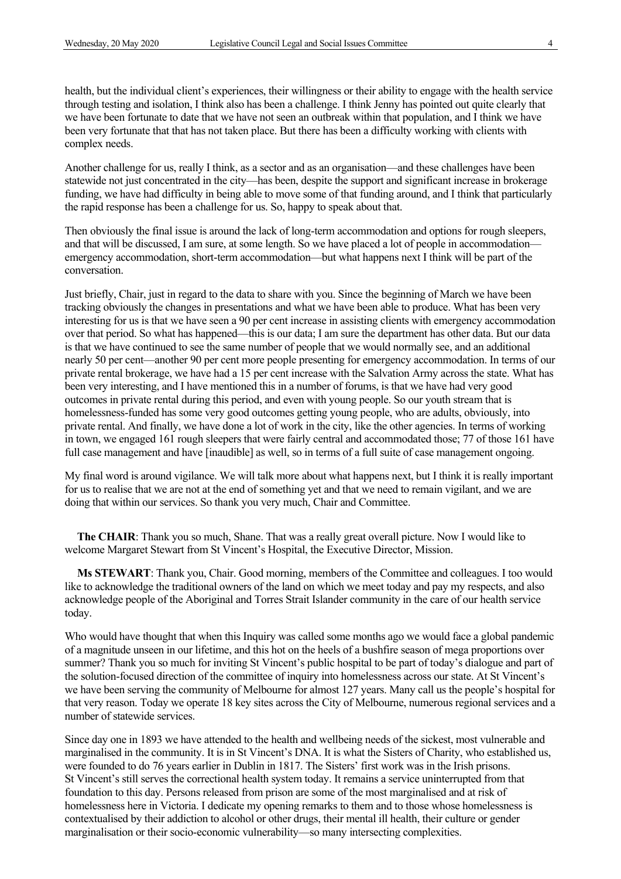health, but the individual client's experiences, their willingness or their ability to engage with the health service through testing and isolation, I think also has been a challenge. I think Jenny has pointed out quite clearly that we have been fortunate to date that we have not seen an outbreak within that population, and I think we have been very fortunate that that has not taken place. But there has been a difficulty working with clients with complex needs.

Another challenge for us, really I think, as a sector and as an organisation—and these challenges have been statewide not just concentrated in the city—has been, despite the support and significant increase in brokerage funding, we have had difficulty in being able to move some of that funding around, and I think that particularly the rapid response has been a challenge for us. So, happy to speak about that.

Then obviously the final issue is around the lack of long-term accommodation and options for rough sleepers, and that will be discussed, I am sure, at some length. So we have placed a lot of people in accommodation—emergency accommodation, short-term accommodation—but what happens next I think will be part of the conversation.

Just briefly, Chair, just in regard to the data to share with you. Since the beginning of March we have been tracking obviously the changes in presentations and what we have been able to produce. What has been very interesting for us is that we have seen a 90 per cent increase in assisting clients with emergency accommodation over that period. So what has happened—this is our data; I am sure the department has other data. But our data is that we have continued to see the same number of people that we would normally see, and an additional nearly 50 per cent—another 90 per cent more people presenting for emergency accommodation. In terms of our private rental brokerage, we have had a 15 per cent increase with the Salvation Army across the state. What has been very interesting, and I have mentioned this in a number of forums, is that we have had very good outcomes in private rental during this period, and even with young people. So our youth stream that is homelessness-funded has some very good outcomes getting young people, who are adults, obviously, into private rental. And finally, we have done a lot of work in the city, like the other agencies. In terms of working in town, we engaged 161 rough sleepers that were fairly central and accommodated those; 77 of those 161 have full case management and have [inaudible] as well, so in terms of a full suite of case management ongoing.

My final word is around vigilance. We will talk more about what happens next, but I think it is really important for us to realise that we are not at the end of something yet and that we need to remain vigilant, and we are doing that within our services. So thank you very much, Chair and Committee.

**The CHAIR**: Thank you so much, Shane. That was a really great overall picture. Now I would like to welcome Margaret Stewart from St Vincent's Hospital, the Executive Director, Mission.

**Ms STEWART**: Thank you, Chair. Good morning, members of the Committee and colleagues. I too would like to acknowledge the traditional owners of the land on which we meet today and pay my respects, and also acknowledge people of the Aboriginal and Torres Strait Islander community in the care of our health service today.

Who would have thought that when this Inquiry was called some months ago we would face a global pandemic of a magnitude unseen in our lifetime, and this hot on the heels of a bushfire season of mega proportions over summer? Thank you so much for inviting St Vincent's public hospital to be part of today's dialogue and part of the solution-focused direction of the committee of inquiry into homelessness across our state. At St Vincent's we have been serving the community of Melbourne for almost 127 years. Many call us the people's hospital for that very reason. Today we operate 18 key sites across the City of Melbourne, numerous regional services and a number of statewide services.

Since day one in 1893 we have attended to the health and wellbeing needs of the sickest, most vulnerable and marginalised in the community. It is in St Vincent's DNA. It is what the Sisters of Charity, who established us, were founded to do 76 years earlier in Dublin in 1817. The Sisters' first work was in the Irish prisons. St Vincent's still serves the correctional health system today. It remains a service uninterrupted from that foundation to this day. Persons released from prison are some of the most marginalised and at risk of homelessness here in Victoria. I dedicate my opening remarks to them and to those whose homelessness is contextualised by their addiction to alcohol or other drugs, their mental ill health, their culture or gender marginalisation or their socio-economic vulnerability—so many intersecting complexities.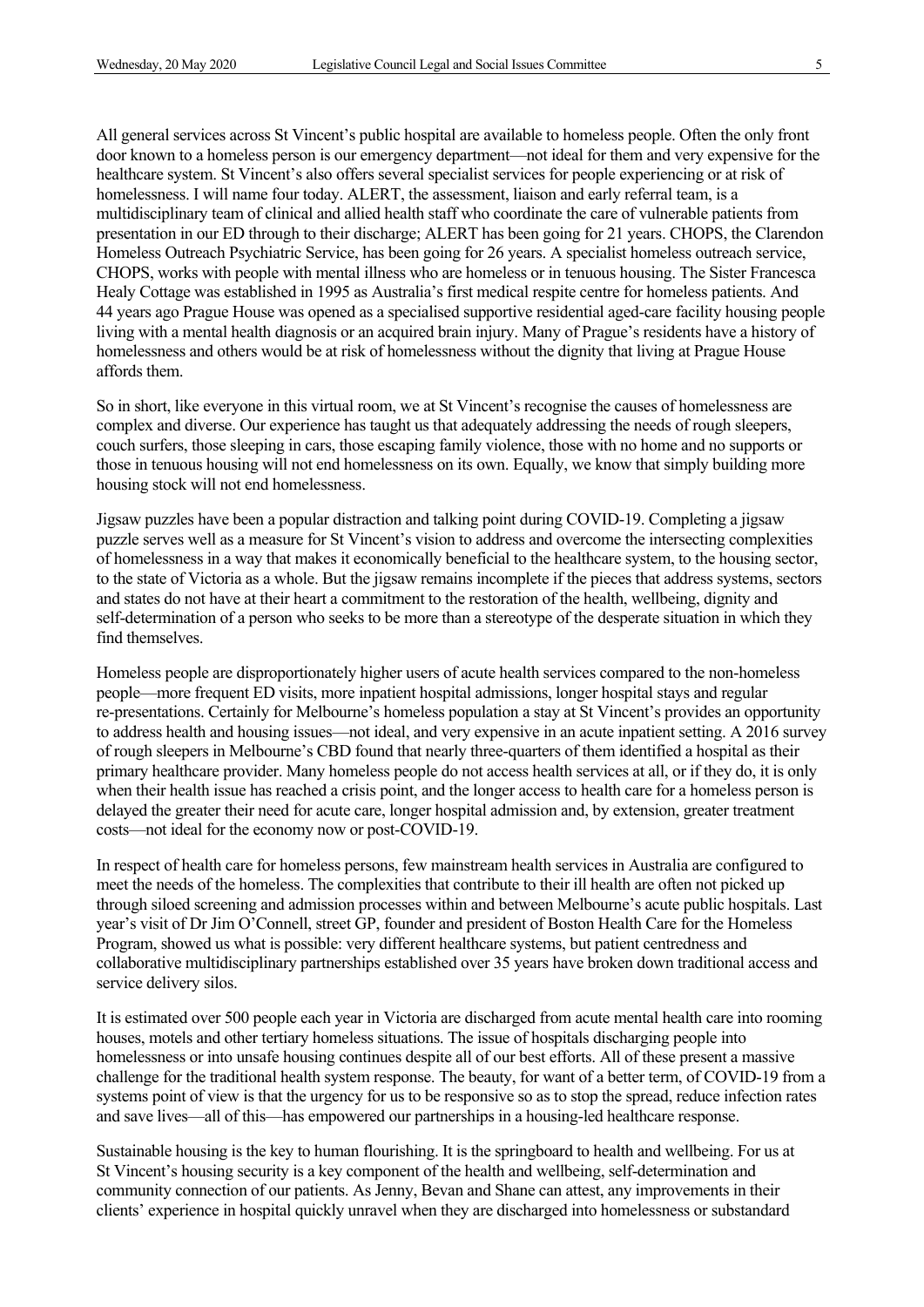All general services across St Vincent's public hospital are available to homeless people. Often the only front door known to a homeless person is our emergency department—not ideal for them and very expensive for the healthcare system. St Vincent's also offers several specialist services for people experiencing or at risk of homelessness. I will name four today. ALERT, the assessment, liaison and early referral team, is a multidisciplinary team of clinical and allied health staff who coordinate the care of vulnerable patients from presentation in our ED through to their discharge; ALERT has been going for 21 years. CHOPS, the Clarendon Homeless Outreach Psychiatric Service, has been going for 26 years. A specialist homeless outreach service, CHOPS, works with people with mental illness who are homeless or in tenuous housing. The Sister Francesca Healy Cottage was established in 1995 as Australia's first medical respite centre for homeless patients. And 44 years ago Prague House was opened as a specialised supportive residential aged-care facility housing people living with a mental health diagnosis or an acquired brain injury. Many of Prague's residents have a history of homelessness and others would be at risk of homelessness without the dignity that living at Prague House affords them.

So in short, like everyone in this virtual room, we at St Vincent's recognise the causes of homelessness are complex and diverse. Our experience has taught us that adequately addressing the needs of rough sleepers, couch surfers, those sleeping in cars, those escaping family violence, those with no home and no supports or those in tenuous housing will not end homelessness on its own. Equally, we know that simply building more housing stock will not end homelessness.

Jigsaw puzzles have been a popular distraction and talking point during COVID-19. Completing a jigsaw puzzle serves well as a measure for St Vincent's vision to address and overcome the intersecting complexities of homelessness in a way that makes it economically beneficial to the healthcare system, to the housing sector, to the state of Victoria as a whole. But the jigsaw remains incomplete if the pieces that address systems, sectors and states do not have at their heart a commitment to the restoration of the health, wellbeing, dignity and self-determination of a person who seeks to be more than a stereotype of the desperate situation in which they find themselves.

Homeless people are disproportionately higher users of acute health services compared to the non-homeless people—more frequent ED visits, more inpatient hospital admissions, longer hospital stays and regular re-presentations. Certainly for Melbourne's homeless population a stay at St Vincent's provides an opportunity to address health and housing issues—not ideal, and very expensive in an acute inpatient setting. A 2016 survey of rough sleepers in Melbourne's CBD found that nearly three-quarters of them identified a hospital as their primary healthcare provider. Many homeless people do not access health services at all, or if they do, it is only when their health issue has reached a crisis point, and the longer access to health care for a homeless person is delayed the greater their need for acute care, longer hospital admission and, by extension, greater treatment costs—not ideal for the economy now or post-COVID-19.

In respect of health care for homeless persons, few mainstream health services in Australia are configured to meet the needs of the homeless. The complexities that contribute to their ill health are often not picked up through siloed screening and admission processes within and between Melbourne's acute public hospitals. Last year's visit of Dr Jim O'Connell, street GP, founder and president of Boston Health Care for the Homeless Program, showed us what is possible: very different healthcare systems, but patient centredness and collaborative multidisciplinary partnerships established over 35 years have broken down traditional access and service delivery silos.

It is estimated over 500 people each year in Victoria are discharged from acute mental health care into rooming houses, motels and other tertiary homeless situations. The issue of hospitals discharging people into homelessness or into unsafe housing continues despite all of our best efforts. All of these present a massive challenge for the traditional health system response. The beauty, for want of a better term, of COVID-19 from a systems point of view is that the urgency for us to be responsive so as to stop the spread, reduce infection rates and save lives—all of this—has empowered our partnerships in a housing-led healthcare response.

Sustainable housing is the key to human flourishing. It is the springboard to health and wellbeing. For us at St Vincent's housing security is a key component of the health and wellbeing, self-determination and community connection of our patients. As Jenny, Bevan and Shane can attest, any improvements in their clients' experience in hospital quickly unravel when they are discharged into homelessness or substandard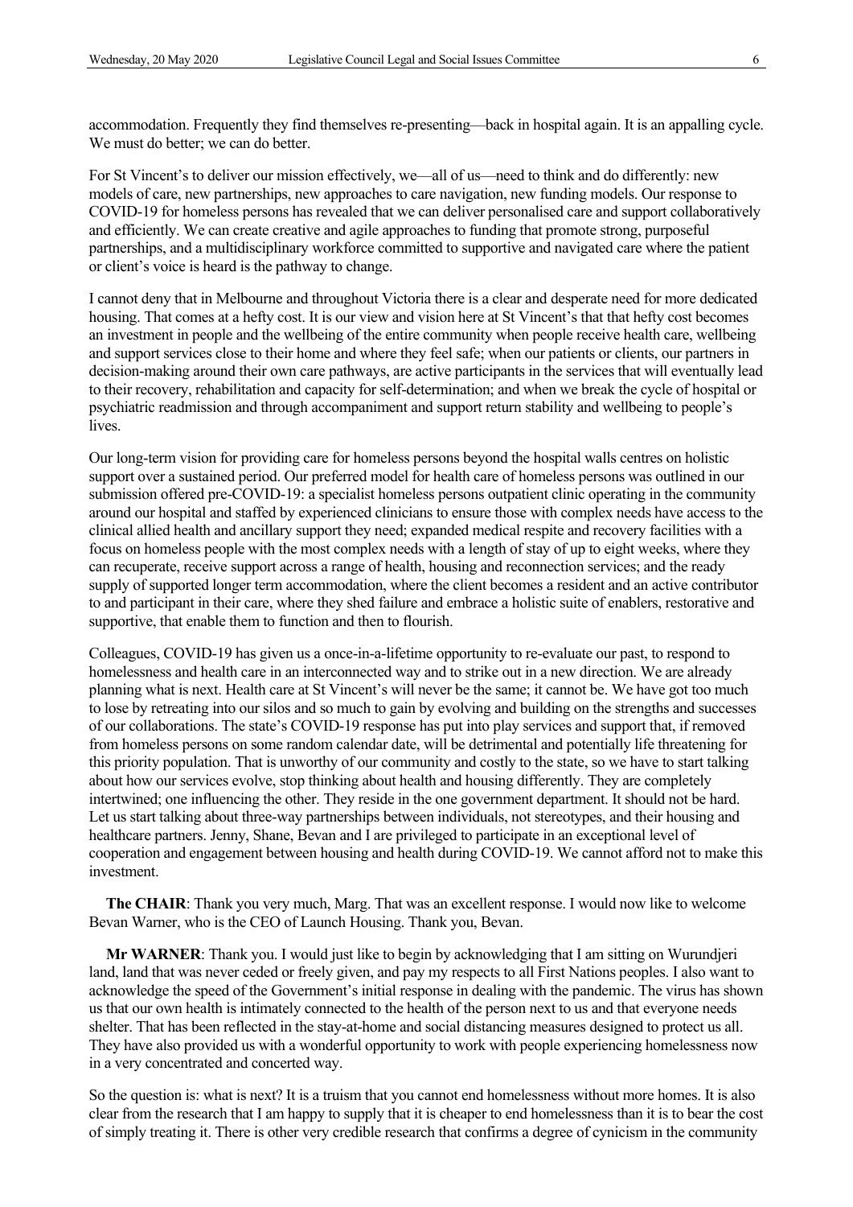accommodation. Frequently they find themselves re-presenting—back in hospital again. It is an appalling cycle. We must do better; we can do better.

For St Vincent's to deliver our mission effectively, we—all of us—need to think and do differently: new models of care, new partnerships, new approaches to care navigation, new funding models. Our response to COVID-19 for homeless persons has revealed that we can deliver personalised care and support collaboratively and efficiently. We can create creative and agile approaches to funding that promote strong, purposeful partnerships, and a multidisciplinary workforce committed to supportive and navigated care where the patient or client's voice is heard is the pathway to change.

I cannot deny that in Melbourne and throughout Victoria there is a clear and desperate need for more dedicated housing. That comes at a hefty cost. It is our view and vision here at St Vincent's that that hefty cost becomes an investment in people and the wellbeing of the entire community when people receive health care, wellbeing and support services close to their home and where they feel safe; when our patients or clients, our partners in decision-making around their own care pathways, are active participants in the services that will eventually lead to their recovery, rehabilitation and capacity for self-determination; and when we break the cycle of hospital or psychiatric readmission and through accompaniment and support return stability and wellbeing to people's lives.

Our long-term vision for providing care for homeless persons beyond the hospital walls centres on holistic support over a sustained period. Our preferred model for health care of homeless persons was outlined in our submission offered pre-COVID-19: a specialist homeless persons outpatient clinic operating in the community around our hospital and staffed by experienced clinicians to ensure those with complex needs have access to the clinical allied health and ancillary support they need; expanded medical respite and recovery facilities with a focus on homeless people with the most complex needs with a length of stay of up to eight weeks, where they can recuperate, receive support across a range of health, housing and reconnection services; and the ready supply of supported longer term accommodation, where the client becomes a resident and an active contributor to and participant in their care, where they shed failure and embrace a holistic suite of enablers, restorative and supportive, that enable them to function and then to flourish.

Colleagues, COVID-19 has given us a once-in-a-lifetime opportunity to re-evaluate our past, to respond to homelessness and health care in an interconnected way and to strike out in a new direction. We are already planning what is next. Health care at St Vincent's will never be the same; it cannot be. We have got too much to lose by retreating into our silos and so much to gain by evolving and building on the strengths and successes of our collaborations. The state's COVID-19 response has put into play services and support that, if removed from homeless persons on some random calendar date, will be detrimental and potentially life threatening for this priority population. That is unworthy of our community and costly to the state, so we have to start talking about how our services evolve, stop thinking about health and housing differently. They are completely intertwined; one influencing the other. They reside in the one government department. It should not be hard. Let us start talking about three-way partnerships between individuals, not stereotypes, and their housing and healthcare partners. Jenny, Shane, Bevan and I are privileged to participate in an exceptional level of cooperation and engagement between housing and health during COVID-19. We cannot afford not to make this investment.

**The CHAIR**: Thank you very much, Marg. That was an excellent response. I would now like to welcome Bevan Warner, who is the CEO of Launch Housing. Thank you, Bevan.

**Mr WARNER**: Thank you. I would just like to begin by acknowledging that I am sitting on Wurundjeri land, land that was never ceded or freely given, and pay my respects to all First Nations peoples. I also want to acknowledge the speed of the Government's initial response in dealing with the pandemic. The virus has shown us that our own health is intimately connected to the health of the person next to us and that everyone needs shelter. That has been reflected in the stay-at-home and social distancing measures designed to protect us all. They have also provided us with a wonderful opportunity to work with people experiencing homelessness now in a very concentrated and concerted way.

So the question is: what is next? It is a truism that you cannot end homelessness without more homes. It is also clear from the research that I am happy to supply that it is cheaper to end homelessness than it is to bear the cost of simply treating it. There is other very credible research that confirms a degree of cynicism in the community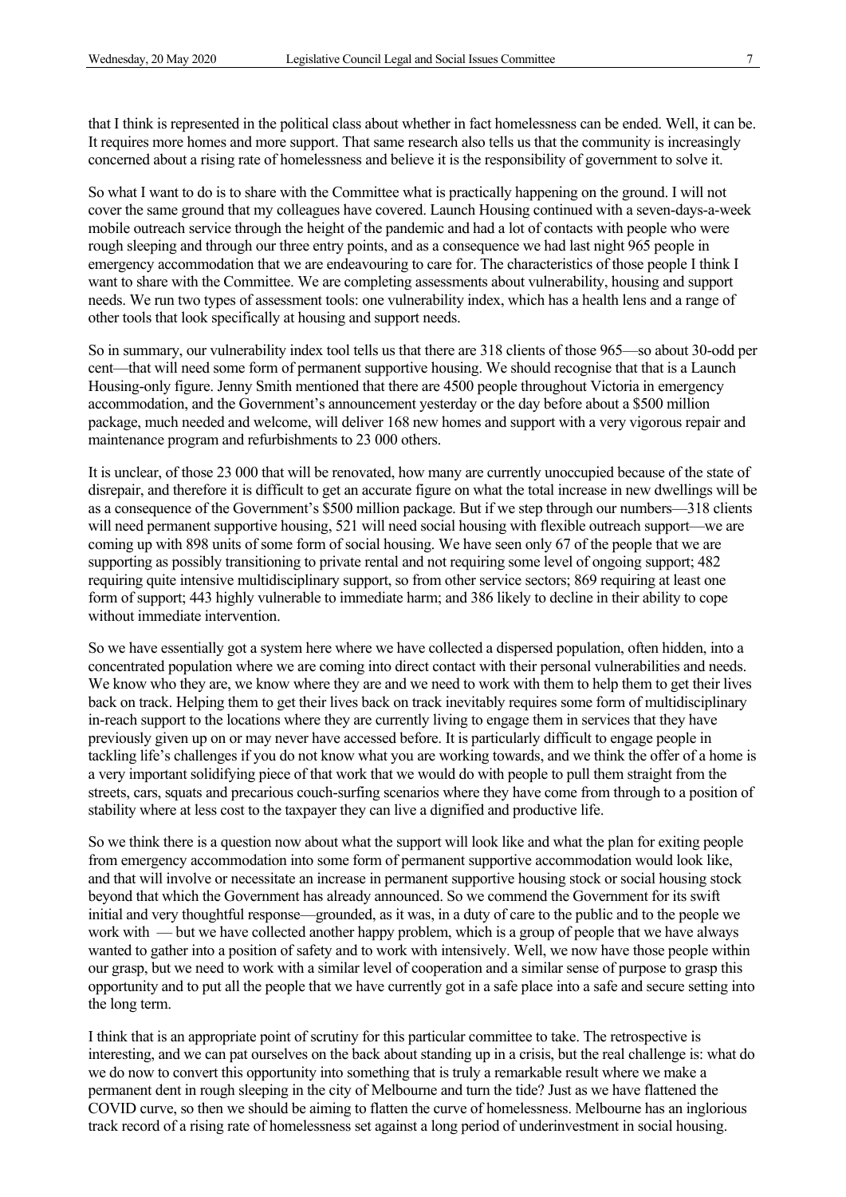that I think is represented in the political class about whether in fact homelessness can be ended. Well, it can be. It requires more homes and more support. That same research also tells us that the community is increasingly concerned about a rising rate of homelessness and believe it is the responsibility of government to solve it.

So what I want to do is to share with the Committee what is practically happening on the ground. I will not cover the same ground that my colleagues have covered. Launch Housing continued with a seven-days-a-week mobile outreach service through the height of the pandemic and had a lot of contacts with people who were rough sleeping and through our three entry points, and as a consequence we had last night 965 people in emergency accommodation that we are endeavouring to care for. The characteristics of those people I think I want to share with the Committee. We are completing assessments about vulnerability, housing and support needs. We run two types of assessment tools: one vulnerability index, which has a health lens and a range of other tools that look specifically at housing and support needs.

So in summary, our vulnerability index tool tells us that there are 318 clients of those 965—so about 30-odd per cent—that will need some form of permanent supportive housing. We should recognise that that is a Launch Housing-only figure. Jenny Smith mentioned that there are 4500 people throughout Victoria in emergency accommodation, and the Government's announcement yesterday or the day before about a $500 million package, much needed and welcome, will deliver 168 new homes and support with a very vigorous repair and maintenance program and refurbishments to 23 000 others.

It is unclear, of those 23 000 that will be renovated, how many are currently unoccupied because of the state of disrepair, and therefore it is difficult to get an accurate figure on what the total increase in new dwellings will be as a consequence of the Government's $500 million package. But if we step through our numbers—318 clients will need permanent supportive housing, 521 will need social housing with flexible outreach support—we are coming up with 898 units of some form of social housing. We have seen only 67 of the people that we are supporting as possibly transitioning to private rental and not requiring some level of ongoing support; 482 requiring quite intensive multidisciplinary support, so from other service sectors; 869 requiring at least one form of support; 443 highly vulnerable to immediate harm; and 386 likely to decline in their ability to cope without immediate intervention.

So we have essentially got a system here where we have collected a dispersed population, often hidden, into a concentrated population where we are coming into direct contact with their personal vulnerabilities and needs. We know who they are, we know where they are and we need to work with them to help them to get their lives back on track. Helping them to get their lives back on track inevitably requires some form of multidisciplinary in-reach support to the locations where they are currently living to engage them in services that they have previously given up on or may never have accessed before. It is particularly difficult to engage people in tackling life's challenges if you do not know what you are working towards, and we think the offer of a home is a very important solidifying piece of that work that we would do with people to pull them straight from the streets, cars, squats and precarious couch-surfing scenarios where they have come from through to a position of stability where at less cost to the taxpayer they can live a dignified and productive life.

So we think there is a question now about what the support will look like and what the plan for exiting people from emergency accommodation into some form of permanent supportive accommodation would look like, and that will involve or necessitate an increase in permanent supportive housing stock or social housing stock beyond that which the Government has already announced. So we commend the Government for its swift initial and very thoughtful response—grounded, as it was, in a duty of care to the public and to the people we work with — but we have collected another happy problem, which is a group of people that we have always wanted to gather into a position of safety and to work with intensively. Well, we now have those people within our grasp, but we need to work with a similar level of cooperation and a similar sense of purpose to grasp this opportunity and to put all the people that we have currently got in a safe place into a safe and secure setting into the long term.

I think that is an appropriate point of scrutiny for this particular committee to take. The retrospective is interesting, and we can pat ourselves on the back about standing up in a crisis, but the real challenge is: what do we do now to convert this opportunity into something that is truly a remarkable result where we make a permanent dent in rough sleeping in the city of Melbourne and turn the tide? Just as we have flattened the COVID curve, so then we should be aiming to flatten the curve of homelessness. Melbourne has an inglorious track record of a rising rate of homelessness set against a long period of underinvestment in social housing.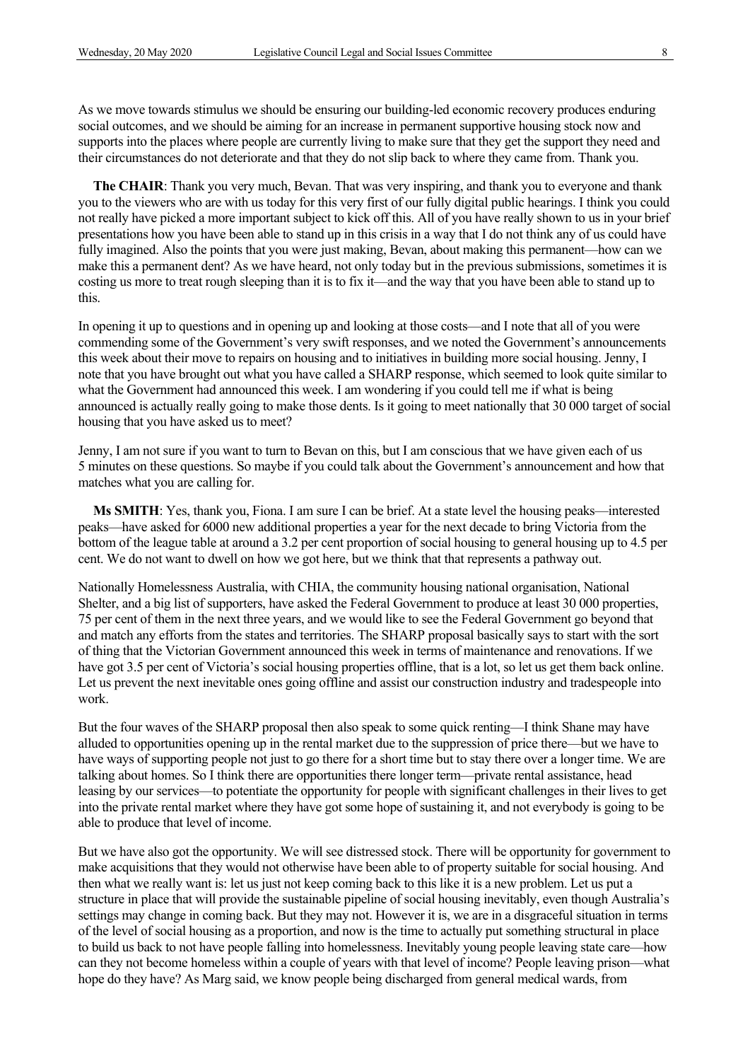As we move towards stimulus we should be ensuring our building-led economic recovery produces enduring social outcomes, and we should be aiming for an increase in permanent supportive housing stock now and supports into the places where people are currently living to make sure that they get the support they need and their circumstances do not deteriorate and that they do not slip back to where they came from. Thank you.

**The CHAIR**: Thank you very much, Bevan. That was very inspiring, and thank you to everyone and thank you to the viewers who are with us today for this very first of our fully digital public hearings. I think you could not really have picked a more important subject to kick off this. All of you have really shown to us in your brief presentations how you have been able to stand up in this crisis in a way that I do not think any of us could have fully imagined. Also the points that you were just making, Bevan, about making this permanent—how can we make this a permanent dent? As we have heard, not only today but in the previous submissions, sometimes it is costing us more to treat rough sleeping than it is to fix it—and the way that you have been able to stand up to this.

In opening it up to questions and in opening up and looking at those costs—and I note that all of you were commending some of the Government's very swift responses, and we noted the Government's announcements this week about their move to repairs on housing and to initiatives in building more social housing. Jenny, I note that you have brought out what you have called a SHARP response, which seemed to look quite similar to what the Government had announced this week. I am wondering if you could tell me if what is being announced is actually really going to make those dents. Is it going to meet nationally that 30 000 target of social housing that you have asked us to meet?

Jenny, I am not sure if you want to turn to Bevan on this, but I am conscious that we have given each of us 5 minutes on these questions. So maybe if you could talk about the Government's announcement and how that matches what you are calling for.

**Ms SMITH**: Yes, thank you, Fiona. I am sure I can be brief. At a state level the housing peaks—interested peaks—have asked for 6000 new additional properties a year for the next decade to bring Victoria from the bottom of the league table at around a 3.2 per cent proportion of social housing to general housing up to 4.5 per cent. We do not want to dwell on how we got here, but we think that that represents a pathway out.

Nationally Homelessness Australia, with CHIA, the community housing national organisation, National Shelter, and a big list of supporters, have asked the Federal Government to produce at least 30 000 properties, 75 per cent of them in the next three years, and we would like to see the Federal Government go beyond that and match any efforts from the states and territories. The SHARP proposal basically says to start with the sort of thing that the Victorian Government announced this week in terms of maintenance and renovations. If we have got 3.5 per cent of Victoria's social housing properties offline, that is a lot, so let us get them back online. Let us prevent the next inevitable ones going offline and assist our construction industry and tradespeople into work.

But the four waves of the SHARP proposal then also speak to some quick renting—I think Shane may have alluded to opportunities opening up in the rental market due to the suppression of price there—but we have to have ways of supporting people not just to go there for a short time but to stay there over a longer time. We are talking about homes. So I think there are opportunities there longer term—private rental assistance, head leasing by our services—to potentiate the opportunity for people with significant challenges in their lives to get into the private rental market where they have got some hope of sustaining it, and not everybody is going to be able to produce that level of income.

But we have also got the opportunity. We will see distressed stock. There will be opportunity for government to make acquisitions that they would not otherwise have been able to of property suitable for social housing. And then what we really want is: let us just not keep coming back to this like it is a new problem. Let us put a structure in place that will provide the sustainable pipeline of social housing inevitably, even though Australia's settings may change in coming back. But they may not. However it is, we are in a disgraceful situation in terms of the level of social housing as a proportion, and now is the time to actually put something structural in place to build us back to not have people falling into homelessness. Inevitably young people leaving state care—how can they not become homeless within a couple of years with that level of income? People leaving prison—what hope do they have? As Marg said, we know people being discharged from general medical wards, from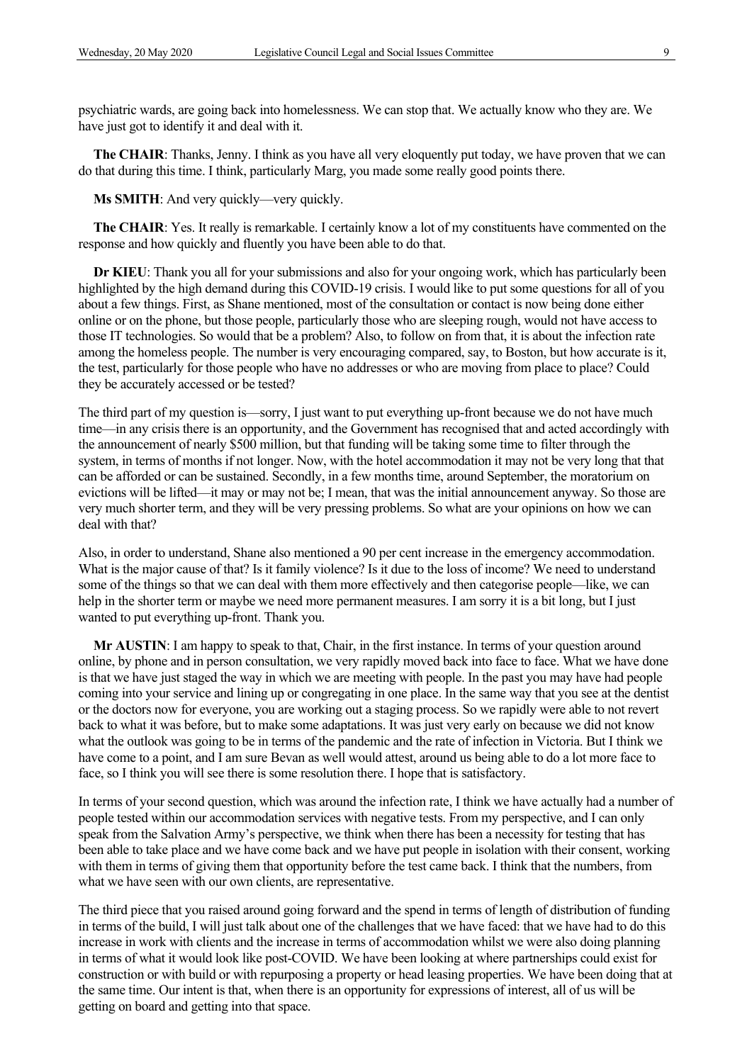psychiatric wards, are going back into homelessness. We can stop that. We actually know who they are. We have just got to identify it and deal with it.

**The CHAIR**: Thanks, Jenny. I think as you have all very eloquently put today, we have proven that we can do that during this time. I think, particularly Marg, you made some really good points there.

**Ms SMITH**: And very quickly—very quickly.

**The CHAIR**: Yes. It really is remarkable. I certainly know a lot of my constituents have commented on the response and how quickly and fluently you have been able to do that.

**Dr KIEU**: Thank you all for your submissions and also for your ongoing work, which has particularly been highlighted by the high demand during this COVID-19 crisis. I would like to put some questions for all of you about a few things. First, as Shane mentioned, most of the consultation or contact is now being done either online or on the phone, but those people, particularly those who are sleeping rough, would not have access to those IT technologies. So would that be a problem? Also, to follow on from that, it is about the infection rate among the homeless people. The number is very encouraging compared, say, to Boston, but how accurate is it, the test, particularly for those people who have no addresses or who are moving from place to place? Could they be accurately accessed or be tested?

The third part of my question is—sorry, I just want to put everything up-front because we do not have much time—in any crisis there is an opportunity, and the Government has recognised that and acted accordingly with the announcement of nearly $500 million, but that funding will be taking some time to filter through the system, in terms of months if not longer. Now, with the hotel accommodation it may not be very long that that can be afforded or can be sustained. Secondly, in a few months time, around September, the moratorium on evictions will be lifted—it may or may not be; I mean, that was the initial announcement anyway. So those are very much shorter term, and they will be very pressing problems. So what are your opinions on how we can deal with that?

Also, in order to understand, Shane also mentioned a 90 per cent increase in the emergency accommodation. What is the major cause of that? Is it family violence? Is it due to the loss of income? We need to understand some of the things so that we can deal with them more effectively and then categorise people—like, we can help in the shorter term or maybe we need more permanent measures. I am sorry it is a bit long, but I just wanted to put everything up-front. Thank you.

**Mr AUSTIN**: I am happy to speak to that, Chair, in the first instance. In terms of your question around online, by phone and in person consultation, we very rapidly moved back into face to face. What we have done is that we have just staged the way in which we are meeting with people. In the past you may have had people coming into your service and lining up or congregating in one place. In the same way that you see at the dentist or the doctors now for everyone, you are working out a staging process. So we rapidly were able to not revert back to what it was before, but to make some adaptations. It was just very early on because we did not know what the outlook was going to be in terms of the pandemic and the rate of infection in Victoria. But I think we have come to a point, and I am sure Bevan as well would attest, around us being able to do a lot more face to face, so I think you will see there is some resolution there. I hope that is satisfactory.

In terms of your second question, which was around the infection rate, I think we have actually had a number of people tested within our accommodation services with negative tests. From my perspective, and I can only speak from the Salvation Army's perspective, we think when there has been a necessity for testing that has been able to take place and we have come back and we have put people in isolation with their consent, working with them in terms of giving them that opportunity before the test came back. I think that the numbers, from what we have seen with our own clients, are representative.

The third piece that you raised around going forward and the spend in terms of length of distribution of funding in terms of the build, I will just talk about one of the challenges that we have faced: that we have had to do this increase in work with clients and the increase in terms of accommodation whilst we were also doing planning in terms of what it would look like post-COVID. We have been looking at where partnerships could exist for construction or with build or with repurposing a property or head leasing properties. We have been doing that at the same time. Our intent is that, when there is an opportunity for expressions of interest, all of us will be getting on board and getting into that space.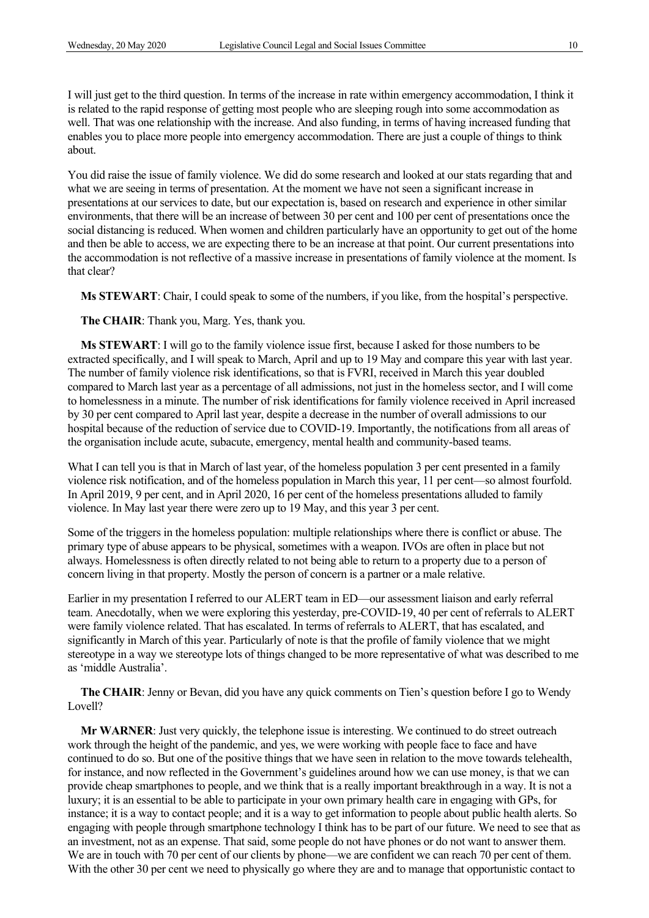I will just get to the third question. In terms of the increase in rate within emergency accommodation, I think it is related to the rapid response of getting most people who are sleeping rough into some accommodation as well. That was one relationship with the increase. And also funding, in terms of having increased funding that enables you to place more people into emergency accommodation. There are just a couple of things to think about.

You did raise the issue of family violence. We did do some research and looked at our stats regarding that and what we are seeing in terms of presentation. At the moment we have not seen a significant increase in presentations at our services to date, but our expectation is, based on research and experience in other similar environments, that there will be an increase of between 30 per cent and 100 per cent of presentations once the social distancing is reduced. When women and children particularly have an opportunity to get out of the home and then be able to access, we are expecting there to be an increase at that point. Our current presentations into the accommodation is not reflective of a massive increase in presentations of family violence at the moment. Is that clear?

**Ms STEWART**: Chair, I could speak to some of the numbers, if you like, from the hospital's perspective.

**The CHAIR**: Thank you, Marg. Yes, thank you.

**Ms STEWART**: I will go to the family violence issue first, because I asked for those numbers to be extracted specifically, and I will speak to March, April and up to 19 May and compare this year with last year. The number of family violence risk identifications, so that is FVRI, received in March this year doubled compared to March last year as a percentage of all admissions, not just in the homeless sector, and I will come to homelessness in a minute. The number of risk identifications for family violence received in April increased by 30 per cent compared to April last year, despite a decrease in the number of overall admissions to our hospital because of the reduction of service due to COVID-19. Importantly, the notifications from all areas of the organisation include acute, subacute, emergency, mental health and community-based teams.

What I can tell you is that in March of last year, of the homeless population 3 per cent presented in a family violence risk notification, and of the homeless population in March this year, 11 per cent—so almost fourfold. In April 2019, 9 per cent, and in April 2020, 16 per cent of the homeless presentations alluded to family violence. In May last year there were zero up to 19 May, and this year 3 per cent.

Some of the triggers in the homeless population: multiple relationships where there is conflict or abuse. The primary type of abuse appears to be physical, sometimes with a weapon. IVOs are often in place but not always. Homelessness is often directly related to not being able to return to a property due to a person of concern living in that property. Mostly the person of concern is a partner or a male relative.

Earlier in my presentation I referred to our ALERT team in ED—our assessment liaison and early referral team. Anecdotally, when we were exploring this yesterday, pre-COVID-19, 40 per cent of referrals to ALERT were family violence related. That has escalated. In terms of referrals to ALERT, that has escalated, and significantly in March of this year. Particularly of note is that the profile of family violence that we might stereotype in a way we stereotype lots of things changed to be more representative of what was described to me as 'middle Australia'.

**The CHAIR**: Jenny or Bevan, did you have any quick comments on Tien's question before I go to Wendy Lovell?

**Mr WARNER**: Just very quickly, the telephone issue is interesting. We continued to do street outreach work through the height of the pandemic, and yes, we were working with people face to face and have continued to do so. But one of the positive things that we have seen in relation to the move towards telehealth, for instance, and now reflected in the Government's guidelines around how we can use money, is that we can provide cheap smartphones to people, and we think that is a really important breakthrough in a way. It is not a luxury; it is an essential to be able to participate in your own primary health care in engaging with GPs, for instance; it is a way to contact people; and it is a way to get information to people about public health alerts. So engaging with people through smartphone technology I think has to be part of our future. We need to see that as an investment, not as an expense. That said, some people do not have phones or do not want to answer them. We are in touch with 70 per cent of our clients by phone—we are confident we can reach 70 per cent of them. With the other 30 per cent we need to physically go where they are and to manage that opportunistic contact to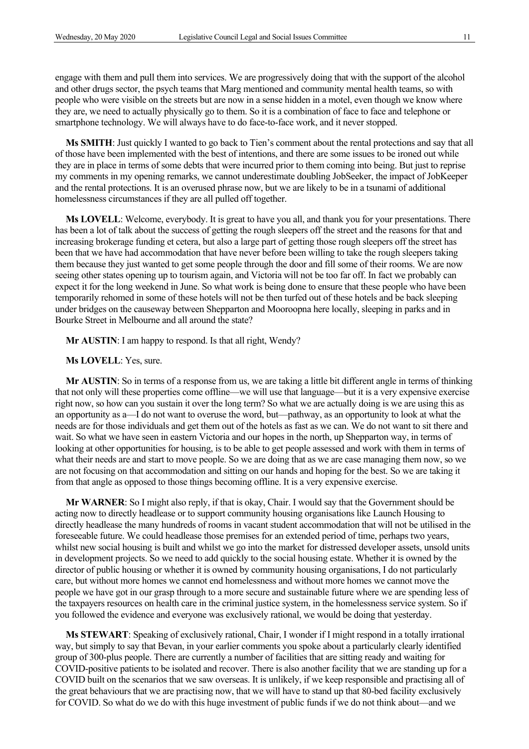engage with them and pull them into services. We are progressively doing that with the support of the alcohol and other drugs sector, the psych teams that Marg mentioned and community mental health teams, so with people who were visible on the streets but are now in a sense hidden in a motel, even though we know where they are, we need to actually physically go to them. So it is a combination of face to face and telephone or smartphone technology. We will always have to do face-to-face work, and it never stopped.

**Ms SMITH**: Just quickly I wanted to go back to Tien's comment about the rental protections and say that all of those have been implemented with the best of intentions, and there are some issues to be ironed out while they are in place in terms of some debts that were incurred prior to them coming into being. But just to reprise my comments in my opening remarks, we cannot underestimate doubling JobSeeker, the impact of JobKeeper and the rental protections. It is an overused phrase now, but we are likely to be in a tsunami of additional homelessness circumstances if they are all pulled off together.

**Ms LOVELL**: Welcome, everybody. It is great to have you all, and thank you for your presentations. There has been a lot of talk about the success of getting the rough sleepers off the street and the reasons for that and increasing brokerage funding et cetera, but also a large part of getting those rough sleepers off the street has been that we have had accommodation that have never before been willing to take the rough sleepers taking them because they just wanted to get some people through the door and fill some of their rooms. We are now seeing other states opening up to tourism again, and Victoria will not be too far off. In fact we probably can expect it for the long weekend in June. So what work is being done to ensure that these people who have been temporarily rehomed in some of these hotels will not be then turfed out of these hotels and be back sleeping under bridges on the causeway between Shepparton and Mooroopna here locally, sleeping in parks and in Bourke Street in Melbourne and all around the state?

**Mr AUSTIN**: I am happy to respond. Is that all right, Wendy?

**Ms LOVELL**: Yes, sure.

**Mr AUSTIN**: So in terms of a response from us, we are taking a little bit different angle in terms of thinking that not only will these properties come offline—we will use that language—but it is a very expensive exercise right now, so how can you sustain it over the long term? So what we are actually doing is we are using this as an opportunity as a—I do not want to overuse the word, but—pathway, as an opportunity to look at what the needs are for those individuals and get them out of the hotels as fast as we can. We do not want to sit there and wait. So what we have seen in eastern Victoria and our hopes in the north, up Shepparton way, in terms of looking at other opportunities for housing, is to be able to get people assessed and work with them in terms of what their needs are and start to move people. So we are doing that as we are case managing them now, so we are not focusing on that accommodation and sitting on our hands and hoping for the best. So we are taking it from that angle as opposed to those things becoming offline. It is a very expensive exercise.

**Mr WARNER**: So I might also reply, if that is okay, Chair. I would say that the Government should be acting now to directly headlease or to support community housing organisations like Launch Housing to directly headlease the many hundreds of rooms in vacant student accommodation that will not be utilised in the foreseeable future. We could headlease those premises for an extended period of time, perhaps two years, whilst new social housing is built and whilst we go into the market for distressed developer assets, unsold units in development projects. So we need to add quickly to the social housing estate. Whether it is owned by the director of public housing or whether it is owned by community housing organisations, I do not particularly care, but without more homes we cannot end homelessness and without more homes we cannot move the people we have got in our grasp through to a more secure and sustainable future where we are spending less of the taxpayers resources on health care in the criminal justice system, in the homelessness service system. So if you followed the evidence and everyone was exclusively rational, we would be doing that yesterday.

**Ms STEWART**: Speaking of exclusively rational, Chair, I wonder if I might respond in a totally irrational way, but simply to say that Bevan, in your earlier comments you spoke about a particularly clearly identified group of 300-plus people. There are currently a number of facilities that are sitting ready and waiting for COVID-positive patients to be isolated and recover. There is also another facility that we are standing up for a COVID built on the scenarios that we saw overseas. It is unlikely, if we keep responsible and practising all of the great behaviours that we are practising now, that we will have to stand up that 80-bed facility exclusively for COVID. So what do we do with this huge investment of public funds if we do not think about—and we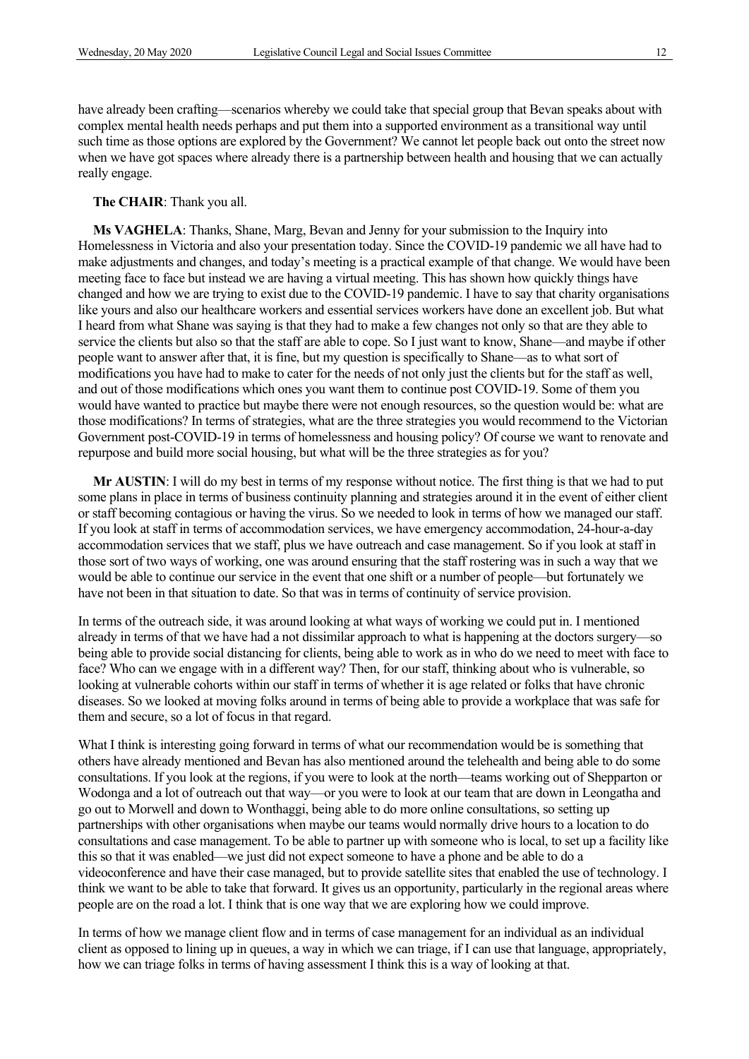have already been crafting—scenarios whereby we could take that special group that Bevan speaks about with complex mental health needs perhaps and put them into a supported environment as a transitional way until such time as those options are explored by the Government? We cannot let people back out onto the street now when we have got spaces where already there is a partnership between health and housing that we can actually really engage.

**The CHAIR**: Thank you all.

**Ms VAGHELA**: Thanks, Shane, Marg, Bevan and Jenny for your submission to the Inquiry into Homelessness in Victoria and also your presentation today. Since the COVID-19 pandemic we all have had to make adjustments and changes, and today's meeting is a practical example of that change. We would have been meeting face to face but instead we are having a virtual meeting. This has shown how quickly things have changed and how we are trying to exist due to the COVID-19 pandemic. I have to say that charity organisations like yours and also our healthcare workers and essential services workers have done an excellent job. But what I heard from what Shane was saying is that they had to make a few changes not only so that are they able to service the clients but also so that the staff are able to cope. So I just want to know, Shane—and maybe if other people want to answer after that, it is fine, but my question is specifically to Shane—as to what sort of modifications you have had to make to cater for the needs of not only just the clients but for the staff as well, and out of those modifications which ones you want them to continue post COVID-19. Some of them you would have wanted to practice but maybe there were not enough resources, so the question would be: what are those modifications? In terms of strategies, what are the three strategies you would recommend to the Victorian Government post-COVID-19 in terms of homelessness and housing policy? Of course we want to renovate and repurpose and build more social housing, but what will be the three strategies as for you?

**Mr AUSTIN**: I will do my best in terms of my response without notice. The first thing is that we had to put some plans in place in terms of business continuity planning and strategies around it in the event of either client or staff becoming contagious or having the virus. So we needed to look in terms of how we managed our staff. If you look at staff in terms of accommodation services, we have emergency accommodation, 24-hour-a-day accommodation services that we staff, plus we have outreach and case management. So if you look at staff in those sort of two ways of working, one was around ensuring that the staff rostering was in such a way that we would be able to continue our service in the event that one shift or a number of people—but fortunately we have not been in that situation to date. So that was in terms of continuity of service provision.

In terms of the outreach side, it was around looking at what ways of working we could put in. I mentioned already in terms of that we have had a not dissimilar approach to what is happening at the doctors surgery—so being able to provide social distancing for clients, being able to work as in who do we need to meet with face to face? Who can we engage with in a different way? Then, for our staff, thinking about who is vulnerable, so looking at vulnerable cohorts within our staff in terms of whether it is age related or folks that have chronic diseases. So we looked at moving folks around in terms of being able to provide a workplace that was safe for them and secure, so a lot of focus in that regard.

What I think is interesting going forward in terms of what our recommendation would be is something that others have already mentioned and Bevan has also mentioned around the telehealth and being able to do some consultations. If you look at the regions, if you were to look at the north—teams working out of Shepparton or Wodonga and a lot of outreach out that way—or you were to look at our team that are down in Leongatha and go out to Morwell and down to Wonthaggi, being able to do more online consultations, so setting up partnerships with other organisations when maybe our teams would normally drive hours to a location to do consultations and case management. To be able to partner up with someone who is local, to set up a facility like this so that it was enabled—we just did not expect someone to have a phone and be able to do a videoconference and have their case managed, but to provide satellite sites that enabled the use of technology. I think we want to be able to take that forward. It gives us an opportunity, particularly in the regional areas where people are on the road a lot. I think that is one way that we are exploring how we could improve.

In terms of how we manage client flow and in terms of case management for an individual as an individual client as opposed to lining up in queues, a way in which we can triage, if I can use that language, appropriately, how we can triage folks in terms of having assessment I think this is a way of looking at that.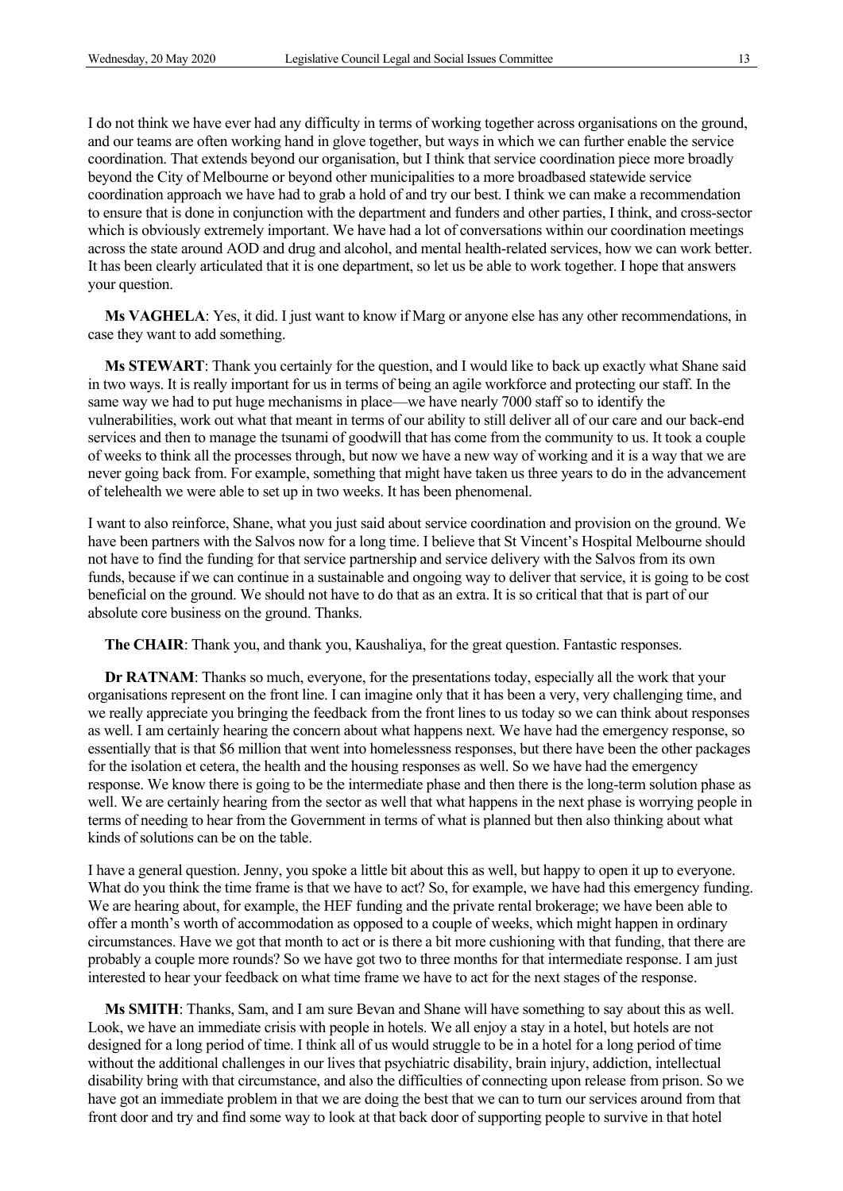I do not think we have ever had any difficulty in terms of working together across organisations on the ground, and our teams are often working hand in glove together, but ways in which we can further enable the service coordination. That extends beyond our organisation, but I think that service coordination piece more broadly beyond the City of Melbourne or beyond other municipalities to a more broadbased statewide service coordination approach we have had to grab a hold of and try our best. I think we can make a recommendation to ensure that is done in conjunction with the department and funders and other parties, I think, and cross-sector which is obviously extremely important. We have had a lot of conversations within our coordination meetings across the state around AOD and drug and alcohol, and mental health-related services, how we can work better. It has been clearly articulated that it is one department, so let us be able to work together. I hope that answers your question.

**Ms VAGHELA**: Yes, it did. I just want to know if Marg or anyone else has any other recommendations, in case they want to add something.

**Ms STEWART**: Thank you certainly for the question, and I would like to back up exactly what Shane said in two ways. It is really important for us in terms of being an agile workforce and protecting our staff. In the same way we had to put huge mechanisms in place—we have nearly 7000 staff so to identify the vulnerabilities, work out what that meant in terms of our ability to still deliver all of our care and our back-end services and then to manage the tsunami of goodwill that has come from the community to us. It took a couple of weeks to think all the processes through, but now we have a new way of working and it is a way that we are never going back from. For example, something that might have taken us three years to do in the advancement of telehealth we were able to set up in two weeks. It has been phenomenal.

I want to also reinforce, Shane, what you just said about service coordination and provision on the ground. We have been partners with the Salvos now for a long time. I believe that St Vincent's Hospital Melbourne should not have to find the funding for that service partnership and service delivery with the Salvos from its own funds, because if we can continue in a sustainable and ongoing way to deliver that service, it is going to be cost beneficial on the ground. We should not have to do that as an extra. It is so critical that that is part of our absolute core business on the ground. Thanks.

**The CHAIR**: Thank you, and thank you, Kaushaliya, for the great question. Fantastic responses.

**Dr RATNAM**: Thanks so much, everyone, for the presentations today, especially all the work that your organisations represent on the front line. I can imagine only that it has been a very, very challenging time, and we really appreciate you bringing the feedback from the front lines to us today so we can think about responses as well. I am certainly hearing the concern about what happens next. We have had the emergency response, so essentially that is that $6 million that went into homelessness responses, but there have been the other packages for the isolation et cetera, the health and the housing responses as well. So we have had the emergency response. We know there is going to be the intermediate phase and then there is the long-term solution phase as well. We are certainly hearing from the sector as well that what happens in the next phase is worrying people in terms of needing to hear from the Government in terms of what is planned but then also thinking about what kinds of solutions can be on the table.

I have a general question. Jenny, you spoke a little bit about this as well, but happy to open it up to everyone. What do you think the time frame is that we have to act? So, for example, we have had this emergency funding. We are hearing about, for example, the HEF funding and the private rental brokerage; we have been able to offer a month's worth of accommodation as opposed to a couple of weeks, which might happen in ordinary circumstances. Have we got that month to act or is there a bit more cushioning with that funding, that there are probably a couple more rounds? So we have got two to three months for that intermediate response. I am just interested to hear your feedback on what time frame we have to act for the next stages of the response.

**Ms SMITH**: Thanks, Sam, and I am sure Bevan and Shane will have something to say about this as well. Look, we have an immediate crisis with people in hotels. We all enjoy a stay in a hotel, but hotels are not designed for a long period of time. I think all of us would struggle to be in a hotel for a long period of time without the additional challenges in our lives that psychiatric disability, brain injury, addiction, intellectual disability bring with that circumstance, and also the difficulties of connecting upon release from prison. So we have got an immediate problem in that we are doing the best that we can to turn our services around from that front door and try and find some way to look at that back door of supporting people to survive in that hotel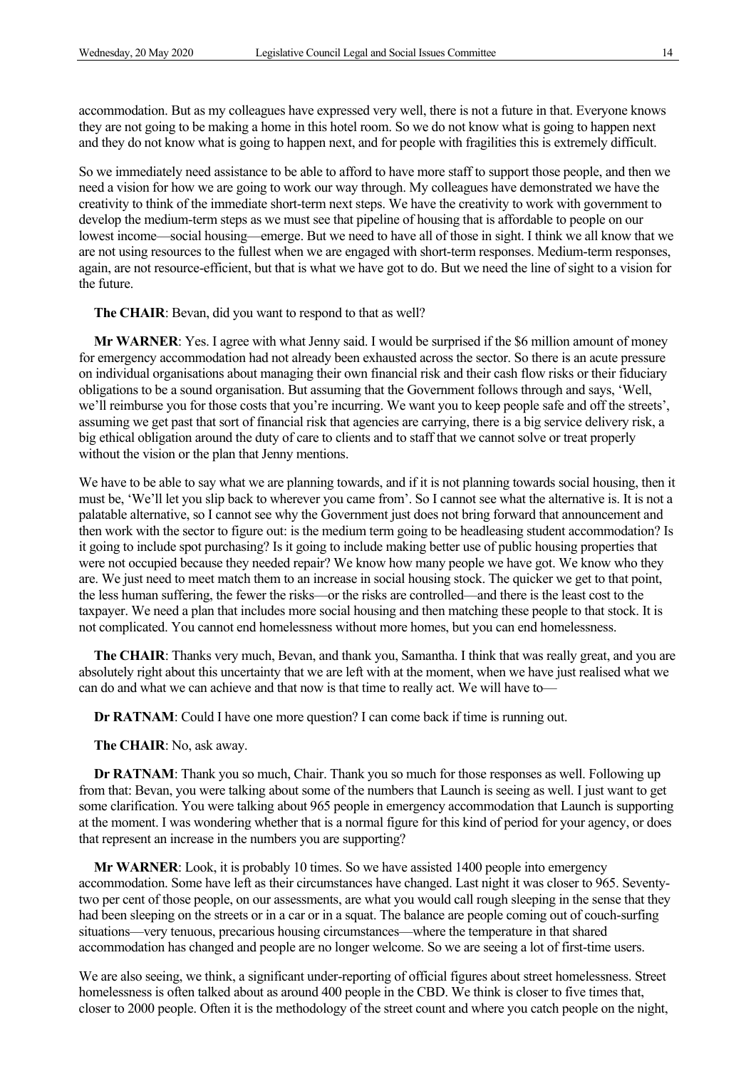accommodation. But as my colleagues have expressed very well, there is not a future in that. Everyone knows they are not going to be making a home in this hotel room. So we do not know what is going to happen next and they do not know what is going to happen next, and for people with fragilities this is extremely difficult.

So we immediately need assistance to be able to afford to have more staff to support those people, and then we need a vision for how we are going to work our way through. My colleagues have demonstrated we have the creativity to think of the immediate short-term next steps. We have the creativity to work with government to develop the medium-term steps as we must see that pipeline of housing that is affordable to people on our lowest income—social housing—emerge. But we need to have all of those in sight. I think we all know that we are not using resources to the fullest when we are engaged with short-term responses. Medium-term responses, again, are not resource-efficient, but that is what we have got to do. But we need the line of sight to a vision for the future.

**The CHAIR**: Bevan, did you want to respond to that as well?

**Mr WARNER**: Yes. I agree with what Jenny said. I would be surprised if the $6 million amount of money for emergency accommodation had not already been exhausted across the sector. So there is an acute pressure on individual organisations about managing their own financial risk and their cash flow risks or their fiduciary obligations to be a sound organisation. But assuming that the Government follows through and says, 'Well, we'll reimburse you for those costs that you're incurring. We want you to keep people safe and off the streets', assuming we get past that sort of financial risk that agencies are carrying, there is a big service delivery risk, a big ethical obligation around the duty of care to clients and to staff that we cannot solve or treat properly without the vision or the plan that Jenny mentions.

We have to be able to say what we are planning towards, and if it is not planning towards social housing, then it must be, 'We'll let you slip back to wherever you came from'. So I cannot see what the alternative is. It is not a palatable alternative, so I cannot see why the Government just does not bring forward that announcement and then work with the sector to figure out: is the medium term going to be headleasing student accommodation? Is it going to include spot purchasing? Is it going to include making better use of public housing properties that were not occupied because they needed repair? We know how many people we have got. We know who they are. We just need to meet match them to an increase in social housing stock. The quicker we get to that point, the less human suffering, the fewer the risks—or the risks are controlled—and there is the least cost to the taxpayer. We need a plan that includes more social housing and then matching these people to that stock. It is not complicated. You cannot end homelessness without more homes, but you can end homelessness.

**The CHAIR**: Thanks very much, Bevan, and thank you, Samantha. I think that was really great, and you are absolutely right about this uncertainty that we are left with at the moment, when we have just realised what we can do and what we can achieve and that now is that time to really act. We will have to—

**Dr RATNAM**: Could I have one more question? I can come back if time is running out.

**The CHAIR**: No, ask away.

**Dr RATNAM**: Thank you so much, Chair. Thank you so much for those responses as well. Following up from that: Bevan, you were talking about some of the numbers that Launch is seeing as well. I just want to get some clarification. You were talking about 965 people in emergency accommodation that Launch is supporting at the moment. I was wondering whether that is a normal figure for this kind of period for your agency, or does that represent an increase in the numbers you are supporting?

**Mr WARNER**: Look, it is probably 10 times. So we have assisted 1400 people into emergency accommodation. Some have left as their circumstances have changed. Last night it was closer to 965. Seventy-two per cent of those people, on our assessments, are what you would call rough sleeping in the sense that they had been sleeping on the streets or in a car or in a squat. The balance are people coming out of couch-surfing situations—very tenuous, precarious housing circumstances—where the temperature in that shared accommodation has changed and people are no longer welcome. So we are seeing a lot of first-time users.

We are also seeing, we think, a significant under-reporting of official figures about street homelessness. Street homelessness is often talked about as around 400 people in the CBD. We think is closer to five times that, closer to 2000 people. Often it is the methodology of the street count and where you catch people on the night,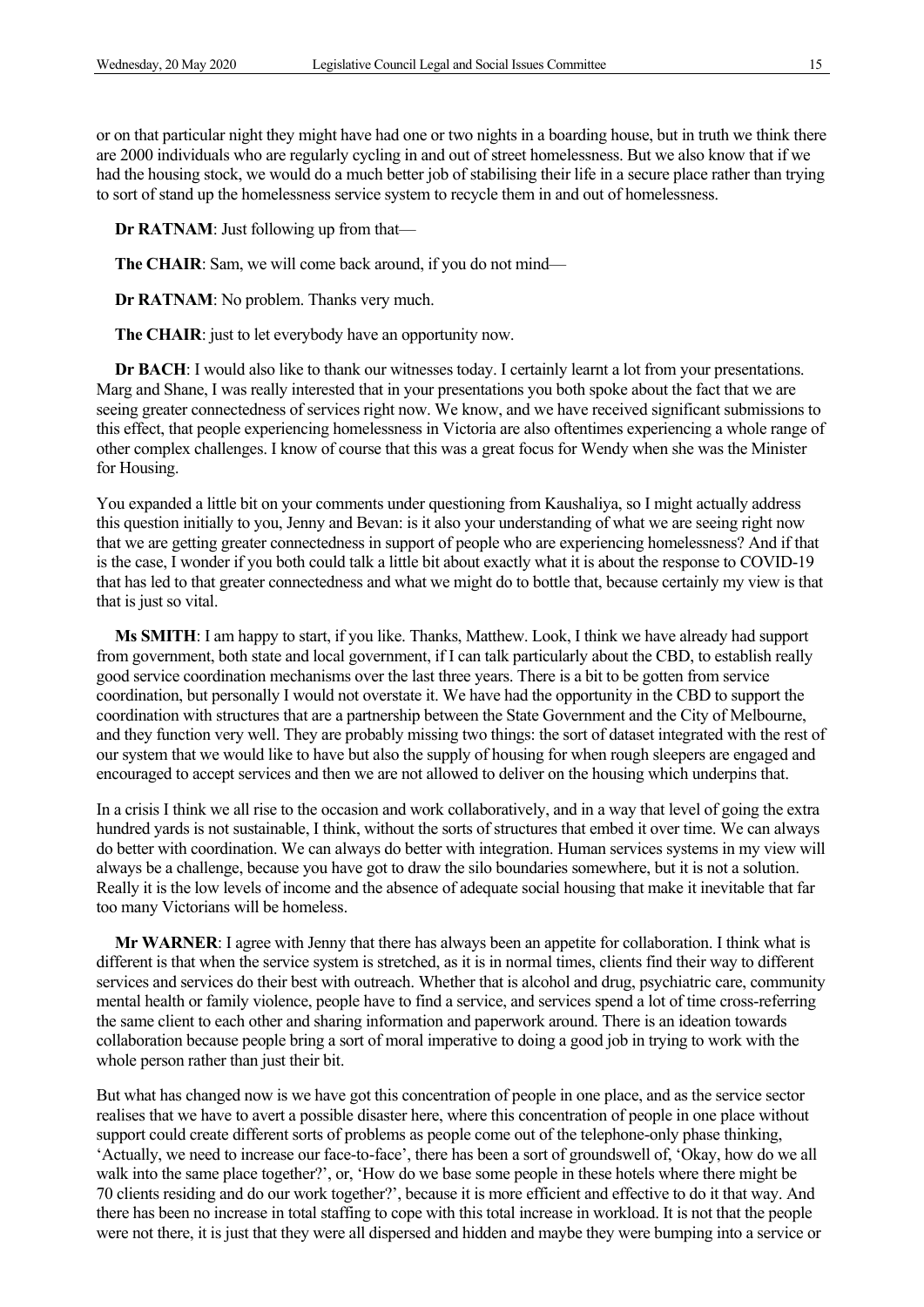or on that particular night they might have had one or two nights in a boarding house, but in truth we think there are 2000 individuals who are regularly cycling in and out of street homelessness. But we also know that if we had the housing stock, we would do a much better job of stabilising their life in a secure place rather than trying to sort of stand up the homelessness service system to recycle them in and out of homelessness.

**Dr RATNAM**: Just following up from that—

**The CHAIR**: Sam, we will come back around, if you do not mind—

**Dr RATNAM**: No problem. Thanks very much.

**The CHAIR**: just to let everybody have an opportunity now.

**Dr BACH**: I would also like to thank our witnesses today. I certainly learnt a lot from your presentations. Marg and Shane, I was really interested that in your presentations you both spoke about the fact that we are seeing greater connectedness of services right now. We know, and we have received significant submissions to this effect, that people experiencing homelessness in Victoria are also oftentimes experiencing a whole range of other complex challenges. I know of course that this was a great focus for Wendy when she was the Minister for Housing.

You expanded a little bit on your comments under questioning from Kaushaliya, so I might actually address this question initially to you, Jenny and Bevan: is it also your understanding of what we are seeing right now that we are getting greater connectedness in support of people who are experiencing homelessness? And if that is the case, I wonder if you both could talk a little bit about exactly what it is about the response to COVID-19 that has led to that greater connectedness and what we might do to bottle that, because certainly my view is that that is just so vital.

**Ms SMITH**: I am happy to start, if you like. Thanks, Matthew. Look, I think we have already had support from government, both state and local government, if I can talk particularly about the CBD, to establish really good service coordination mechanisms over the last three years. There is a bit to be gotten from service coordination, but personally I would not overstate it. We have had the opportunity in the CBD to support the coordination with structures that are a partnership between the State Government and the City of Melbourne, and they function very well. They are probably missing two things: the sort of dataset integrated with the rest of our system that we would like to have but also the supply of housing for when rough sleepers are engaged and encouraged to accept services and then we are not allowed to deliver on the housing which underpins that.

In a crisis I think we all rise to the occasion and work collaboratively, and in a way that level of going the extra hundred yards is not sustainable, I think, without the sorts of structures that embed it over time. We can always do better with coordination. We can always do better with integration. Human services systems in my view will always be a challenge, because you have got to draw the silo boundaries somewhere, but it is not a solution. Really it is the low levels of income and the absence of adequate social housing that make it inevitable that far too many Victorians will be homeless.

**Mr WARNER**: I agree with Jenny that there has always been an appetite for collaboration. I think what is different is that when the service system is stretched, as it is in normal times, clients find their way to different services and services do their best with outreach. Whether that is alcohol and drug, psychiatric care, community mental health or family violence, people have to find a service, and services spend a lot of time cross-referring the same client to each other and sharing information and paperwork around. There is an ideation towards collaboration because people bring a sort of moral imperative to doing a good job in trying to work with the whole person rather than just their bit.

But what has changed now is we have got this concentration of people in one place, and as the service sector realises that we have to avert a possible disaster here, where this concentration of people in one place without support could create different sorts of problems as people come out of the telephone-only phase thinking, 'Actually, we need to increase our face-to-face', there has been a sort of groundswell of, 'Okay, how do we all walk into the same place together?', or, 'How do we base some people in these hotels where there might be 70 clients residing and do our work together?', because it is more efficient and effective to do it that way. And there has been no increase in total staffing to cope with this total increase in workload. It is not that the people were not there, it is just that they were all dispersed and hidden and maybe they were bumping into a service or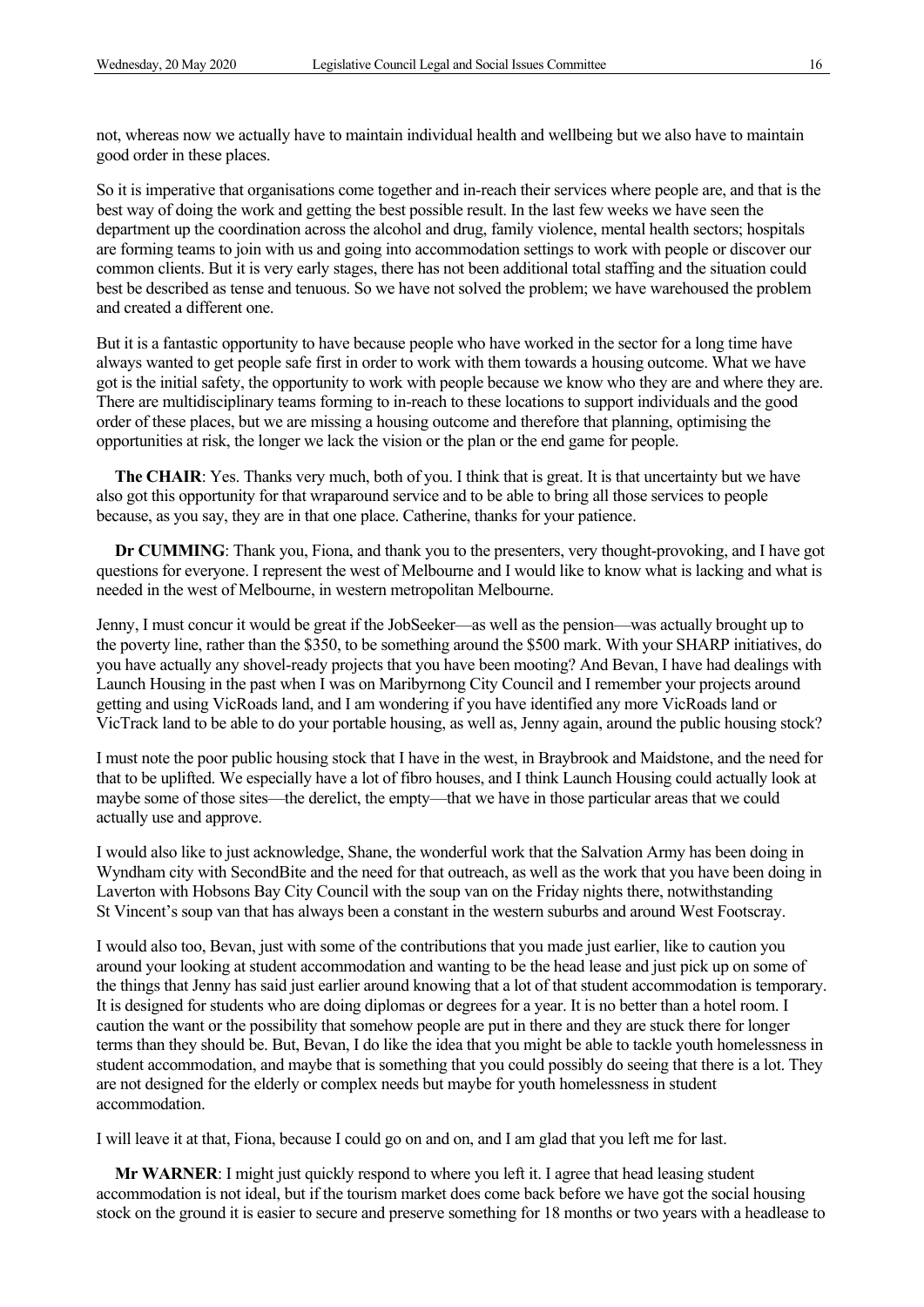not, whereas now we actually have to maintain individual health and wellbeing but we also have to maintain good order in these places.

So it is imperative that organisations come together and in-reach their services where people are, and that is the best way of doing the work and getting the best possible result. In the last few weeks we have seen the department up the coordination across the alcohol and drug, family violence, mental health sectors; hospitals are forming teams to join with us and going into accommodation settings to work with people or discover our common clients. But it is very early stages, there has not been additional total staffing and the situation could best be described as tense and tenuous. So we have not solved the problem; we have warehoused the problem and created a different one.

But it is a fantastic opportunity to have because people who have worked in the sector for a long time have always wanted to get people safe first in order to work with them towards a housing outcome. What we have got is the initial safety, the opportunity to work with people because we know who they are and where they are. There are multidisciplinary teams forming to in-reach to these locations to support individuals and the good order of these places, but we are missing a housing outcome and therefore that planning, optimising the opportunities at risk, the longer we lack the vision or the plan or the end game for people.

**The CHAIR**: Yes. Thanks very much, both of you. I think that is great. It is that uncertainty but we have also got this opportunity for that wraparound service and to be able to bring all those services to people because, as you say, they are in that one place. Catherine, thanks for your patience.

**Dr CUMMING**: Thank you, Fiona, and thank you to the presenters, very thought-provoking, and I have got questions for everyone. I represent the west of Melbourne and I would like to know what is lacking and what is needed in the west of Melbourne, in western metropolitan Melbourne.

Jenny, I must concur it would be great if the JobSeeker—as well as the pension—was actually brought up to the poverty line, rather than the $350, to be something around the $500 mark. With your SHARP initiatives, do you have actually any shovel-ready projects that you have been mooting? And Bevan, I have had dealings with Launch Housing in the past when I was on Maribyrnong City Council and I remember your projects around getting and using VicRoads land, and I am wondering if you have identified any more VicRoads land or VicTrack land to be able to do your portable housing, as well as, Jenny again, around the public housing stock?

I must note the poor public housing stock that I have in the west, in Braybrook and Maidstone, and the need for that to be uplifted. We especially have a lot of fibro houses, and I think Launch Housing could actually look at maybe some of those sites—the derelict, the empty—that we have in those particular areas that we could actually use and approve.

I would also like to just acknowledge, Shane, the wonderful work that the Salvation Army has been doing in Wyndham city with SecondBite and the need for that outreach, as well as the work that you have been doing in Laverton with Hobsons Bay City Council with the soup van on the Friday nights there, notwithstanding St Vincent's soup van that has always been a constant in the western suburbs and around West Footscray.

I would also too, Bevan, just with some of the contributions that you made just earlier, like to caution you around your looking at student accommodation and wanting to be the head lease and just pick up on some of the things that Jenny has said just earlier around knowing that a lot of that student accommodation is temporary. It is designed for students who are doing diplomas or degrees for a year. It is no better than a hotel room. I caution the want or the possibility that somehow people are put in there and they are stuck there for longer terms than they should be. But, Bevan, I do like the idea that you might be able to tackle youth homelessness in student accommodation, and maybe that is something that you could possibly do seeing that there is a lot. They are not designed for the elderly or complex needs but maybe for youth homelessness in student accommodation.

I will leave it at that, Fiona, because I could go on and on, and I am glad that you left me for last.

**Mr WARNER**: I might just quickly respond to where you left it. I agree that head leasing student accommodation is not ideal, but if the tourism market does come back before we have got the social housing stock on the ground it is easier to secure and preserve something for 18 months or two years with a headlease to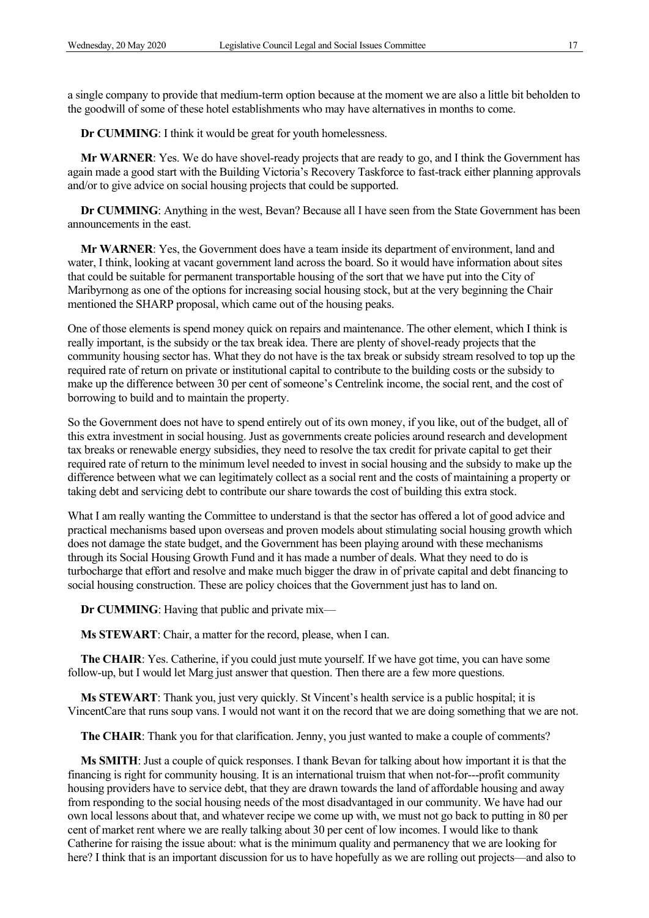a single company to provide that medium-term option because at the moment we are also a little bit beholden to the goodwill of some of these hotel establishments who may have alternatives in months to come.

**Dr CUMMING**: I think it would be great for youth homelessness.

**Mr WARNER**: Yes. We do have shovel-ready projects that are ready to go, and I think the Government has again made a good start with the Building Victoria's Recovery Taskforce to fast-track either planning approvals and/or to give advice on social housing projects that could be supported.

**Dr CUMMING**: Anything in the west, Bevan? Because all I have seen from the State Government has been announcements in the east.

**Mr WARNER**: Yes, the Government does have a team inside its department of environment, land and water, I think, looking at vacant government land across the board. So it would have information about sites that could be suitable for permanent transportable housing of the sort that we have put into the City of Maribyrnong as one of the options for increasing social housing stock, but at the very beginning the Chair mentioned the SHARP proposal, which came out of the housing peaks.

One of those elements is spend money quick on repairs and maintenance. The other element, which I think is really important, is the subsidy or the tax break idea. There are plenty of shovel-ready projects that the community housing sector has. What they do not have is the tax break or subsidy stream resolved to top up the required rate of return on private or institutional capital to contribute to the building costs or the subsidy to make up the difference between 30 per cent of someone's Centrelink income, the social rent, and the cost of borrowing to build and to maintain the property.

So the Government does not have to spend entirely out of its own money, if you like, out of the budget, all of this extra investment in social housing. Just as governments create policies around research and development tax breaks or renewable energy subsidies, they need to resolve the tax credit for private capital to get their required rate of return to the minimum level needed to invest in social housing and the subsidy to make up the difference between what we can legitimately collect as a social rent and the costs of maintaining a property or taking debt and servicing debt to contribute our share towards the cost of building this extra stock.

What I am really wanting the Committee to understand is that the sector has offered a lot of good advice and practical mechanisms based upon overseas and proven models about stimulating social housing growth which does not damage the state budget, and the Government has been playing around with these mechanisms through its Social Housing Growth Fund and it has made a number of deals. What they need to do is turbocharge that effort and resolve and make much bigger the draw in of private capital and debt financing to social housing construction. These are policy choices that the Government just has to land on.

**Dr CUMMING**: Having that public and private mix—

**Ms STEWART**: Chair, a matter for the record, please, when I can.

**The CHAIR**: Yes. Catherine, if you could just mute yourself. If we have got time, you can have some follow-up, but I would let Marg just answer that question. Then there are a few more questions.

**Ms STEWART**: Thank you, just very quickly. St Vincent's health service is a public hospital; it is VincentCare that runs soup vans. I would not want it on the record that we are doing something that we are not.

**The CHAIR**: Thank you for that clarification. Jenny, you just wanted to make a couple of comments?

**Ms SMITH**: Just a couple of quick responses. I thank Bevan for talking about how important it is that the financing is right for community housing. It is an international truism that when not-for---profit community housing providers have to service debt, that they are drawn towards the land of affordable housing and away from responding to the social housing needs of the most disadvantaged in our community. We have had our own local lessons about that, and whatever recipe we come up with, we must not go back to putting in 80 per cent of market rent where we are really talking about 30 per cent of low incomes. I would like to thank Catherine for raising the issue about: what is the minimum quality and permanency that we are looking for here? I think that is an important discussion for us to have hopefully as we are rolling out projects—and also to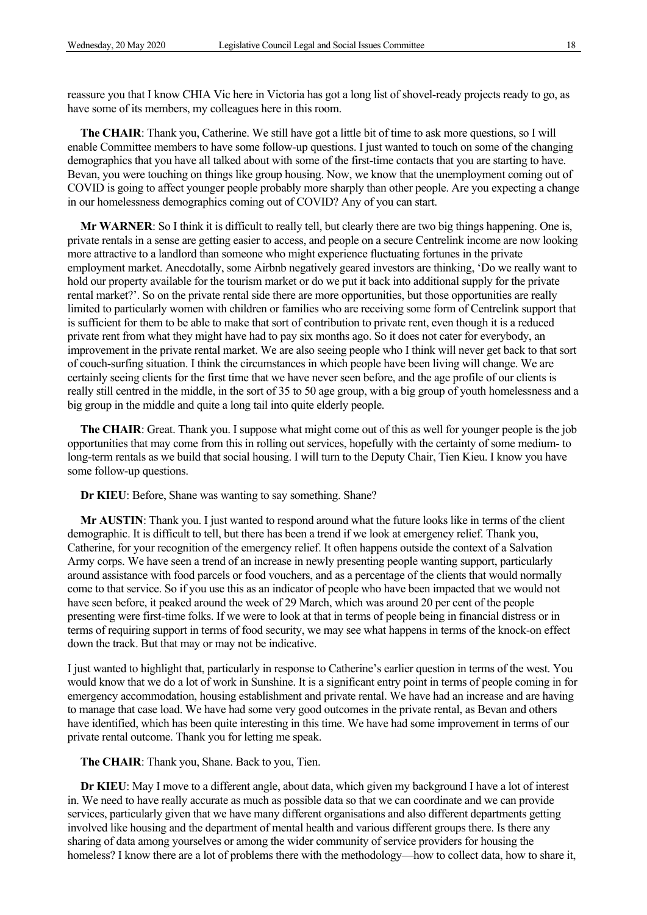reassure you that I know CHIA Vic here in Victoria has got a long list of shovel-ready projects ready to go, as have some of its members, my colleagues here in this room.

**The CHAIR**: Thank you, Catherine. We still have got a little bit of time to ask more questions, so I will enable Committee members to have some follow-up questions. I just wanted to touch on some of the changing demographics that you have all talked about with some of the first-time contacts that you are starting to have. Bevan, you were touching on things like group housing. Now, we know that the unemployment coming out of COVID is going to affect younger people probably more sharply than other people. Are you expecting a change in our homelessness demographics coming out of COVID? Any of you can start.

**Mr WARNER**: So I think it is difficult to really tell, but clearly there are two big things happening. One is, private rentals in a sense are getting easier to access, and people on a secure Centrelink income are now looking more attractive to a landlord than someone who might experience fluctuating fortunes in the private employment market. Anecdotally, some Airbnb negatively geared investors are thinking, 'Do we really want to hold our property available for the tourism market or do we put it back into additional supply for the private rental market?'. So on the private rental side there are more opportunities, but those opportunities are really limited to particularly women with children or families who are receiving some form of Centrelink support that is sufficient for them to be able to make that sort of contribution to private rent, even though it is a reduced private rent from what they might have had to pay six months ago. So it does not cater for everybody, an improvement in the private rental market. We are also seeing people who I think will never get back to that sort of couch-surfing situation. I think the circumstances in which people have been living will change. We are certainly seeing clients for the first time that we have never seen before, and the age profile of our clients is really still centred in the middle, in the sort of 35 to 50 age group, with a big group of youth homelessness and a big group in the middle and quite a long tail into quite elderly people.

**The CHAIR**: Great. Thank you. I suppose what might come out of this as well for younger people is the job opportunities that may come from this in rolling out services, hopefully with the certainty of some medium- to long-term rentals as we build that social housing. I will turn to the Deputy Chair, Tien Kieu. I know you have some follow-up questions.

**Dr KIEU**: Before, Shane was wanting to say something. Shane?

**Mr AUSTIN**: Thank you. I just wanted to respond around what the future looks like in terms of the client demographic. It is difficult to tell, but there has been a trend if we look at emergency relief. Thank you, Catherine, for your recognition of the emergency relief. It often happens outside the context of a Salvation Army corps. We have seen a trend of an increase in newly presenting people wanting support, particularly around assistance with food parcels or food vouchers, and as a percentage of the clients that would normally come to that service. So if you use this as an indicator of people who have been impacted that we would not have seen before, it peaked around the week of 29 March, which was around 20 per cent of the people presenting were first-time folks. If we were to look at that in terms of people being in financial distress or in terms of requiring support in terms of food security, we may see what happens in terms of the knock-on effect down the track. But that may or may not be indicative.

I just wanted to highlight that, particularly in response to Catherine's earlier question in terms of the west. You would know that we do a lot of work in Sunshine. It is a significant entry point in terms of people coming in for emergency accommodation, housing establishment and private rental. We have had an increase and are having to manage that case load. We have had some very good outcomes in the private rental, as Bevan and others have identified, which has been quite interesting in this time. We have had some improvement in terms of our private rental outcome. Thank you for letting me speak.

**The CHAIR**: Thank you, Shane. Back to you, Tien.

**Dr KIEU**: May I move to a different angle, about data, which given my background I have a lot of interest in. We need to have really accurate as much as possible data so that we can coordinate and we can provide services, particularly given that we have many different organisations and also different departments getting involved like housing and the department of mental health and various different groups there. Is there any sharing of data among yourselves or among the wider community of service providers for housing the homeless? I know there are a lot of problems there with the methodology—how to collect data, how to share it,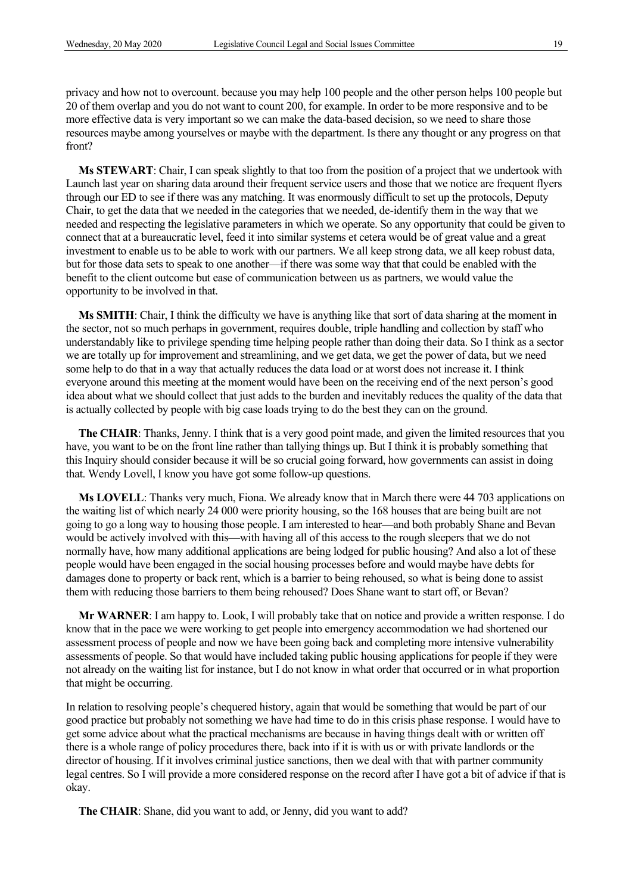privacy and how not to overcount. because you may help 100 people and the other person helps 100 people but 20 of them overlap and you do not want to count 200, for example. In order to be more responsive and to be more effective data is very important so we can make the data-based decision, so we need to share those resources maybe among yourselves or maybe with the department. Is there any thought or any progress on that front?

**Ms STEWART**: Chair, I can speak slightly to that too from the position of a project that we undertook with Launch last year on sharing data around their frequent service users and those that we notice are frequent flyers through our ED to see if there was any matching. It was enormously difficult to set up the protocols, Deputy Chair, to get the data that we needed in the categories that we needed, de-identify them in the way that we needed and respecting the legislative parameters in which we operate. So any opportunity that could be given to connect that at a bureaucratic level, feed it into similar systems et cetera would be of great value and a great investment to enable us to be able to work with our partners. We all keep strong data, we all keep robust data, but for those data sets to speak to one another—if there was some way that that could be enabled with the benefit to the client outcome but ease of communication between us as partners, we would value the opportunity to be involved in that.

**Ms SMITH**: Chair, I think the difficulty we have is anything like that sort of data sharing at the moment in the sector, not so much perhaps in government, requires double, triple handling and collection by staff who understandably like to privilege spending time helping people rather than doing their data. So I think as a sector we are totally up for improvement and streamlining, and we get data, we get the power of data, but we need some help to do that in a way that actually reduces the data load or at worst does not increase it. I think everyone around this meeting at the moment would have been on the receiving end of the next person's good idea about what we should collect that just adds to the burden and inevitably reduces the quality of the data that is actually collected by people with big case loads trying to do the best they can on the ground.

**The CHAIR**: Thanks, Jenny. I think that is a very good point made, and given the limited resources that you have, you want to be on the front line rather than tallying things up. But I think it is probably something that this Inquiry should consider because it will be so crucial going forward, how governments can assist in doing that. Wendy Lovell, I know you have got some follow-up questions.

**Ms LOVELL**: Thanks very much, Fiona. We already know that in March there were 44 703 applications on the waiting list of which nearly 24 000 were priority housing, so the 168 houses that are being built are not going to go a long way to housing those people. I am interested to hear—and both probably Shane and Bevan would be actively involved with this—with having all of this access to the rough sleepers that we do not normally have, how many additional applications are being lodged for public housing? And also a lot of these people would have been engaged in the social housing processes before and would maybe have debts for damages done to property or back rent, which is a barrier to being rehoused, so what is being done to assist them with reducing those barriers to them being rehoused? Does Shane want to start off, or Bevan?

**Mr WARNER**: I am happy to. Look, I will probably take that on notice and provide a written response. I do know that in the pace we were working to get people into emergency accommodation we had shortened our assessment process of people and now we have been going back and completing more intensive vulnerability assessments of people. So that would have included taking public housing applications for people if they were not already on the waiting list for instance, but I do not know in what order that occurred or in what proportion that might be occurring.

In relation to resolving people's chequered history, again that would be something that would be part of our good practice but probably not something we have had time to do in this crisis phase response. I would have to get some advice about what the practical mechanisms are because in having things dealt with or written off there is a whole range of policy procedures there, back into if it is with us or with private landlords or the director of housing. If it involves criminal justice sanctions, then we deal with that with partner community legal centres. So I will provide a more considered response on the record after I have got a bit of advice if that is okay.

**The CHAIR**: Shane, did you want to add, or Jenny, did you want to add?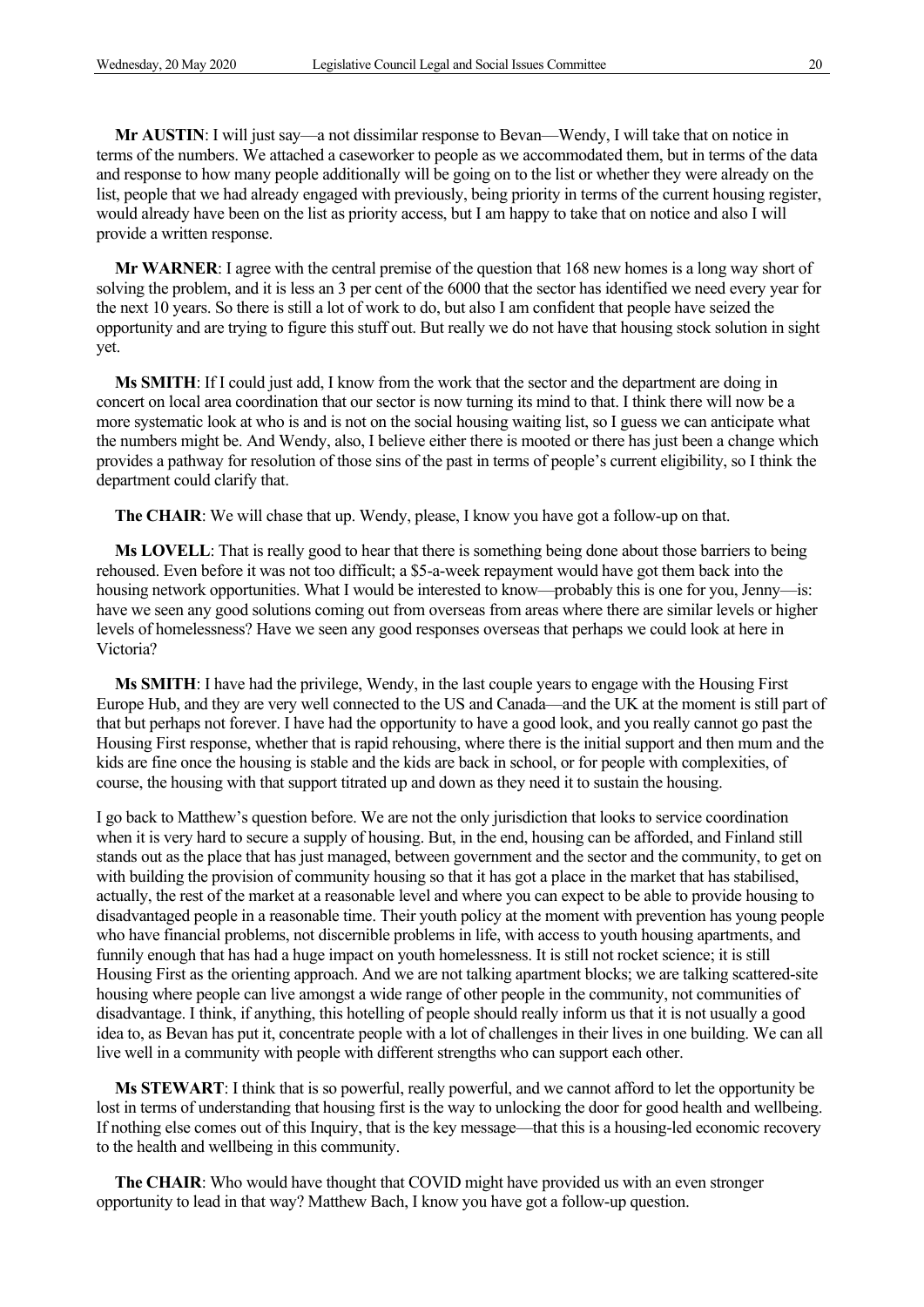**Mr AUSTIN**: I will just say—a not dissimilar response to Bevan—Wendy, I will take that on notice in terms of the numbers. We attached a caseworker to people as we accommodated them, but in terms of the data and response to how many people additionally will be going on to the list or whether they were already on the list, people that we had already engaged with previously, being priority in terms of the current housing register, would already have been on the list as priority access, but I am happy to take that on notice and also I will provide a written response.

**Mr WARNER**: I agree with the central premise of the question that 168 new homes is a long way short of solving the problem, and it is less an 3 per cent of the 6000 that the sector has identified we need every year for the next 10 years. So there is still a lot of work to do, but also I am confident that people have seized the opportunity and are trying to figure this stuff out. But really we do not have that housing stock solution in sight yet.

**Ms SMITH**: If I could just add, I know from the work that the sector and the department are doing in concert on local area coordination that our sector is now turning its mind to that. I think there will now be a more systematic look at who is and who is not on the social housing waiting list, so I guess we can anticipate what the numbers might be. And Wendy, also, I believe either there is mooted or there has just been a change which provides a pathway for resolution of those sins of the past in terms of people's current eligibility, so I think the department could clarify that.

**The CHAIR**: We will chase that up. Wendy, please, I know you have got a follow-up on that.

**Ms LOVELL**: That is really good to hear that there is something being done about those barriers to being rehoused. Even before it was not too difficult; a $5-a-week repayment would have got them back into the housing network opportunities. What I would be interested to know—probably this is one for you, Jenny—is: have we seen any good solutions coming out from overseas from areas where there are similar levels or higher levels of homelessness? Have we seen any good responses overseas that perhaps we could look at here in Victoria?

**Ms SMITH**: I have had the privilege, Wendy, in the last couple years to engage with the Housing First Europe Hub, and they are very well connected to the US and Canada—and the UK at the moment is still part of that but perhaps not forever. I have had the opportunity to have a good look, and you really cannot go past the Housing First response, whether that is rapid rehousing, where there is the initial support and then mum and the kids are fine once the housing is stable and the kids are back in school, or for people with complexities, of course, the housing with that support titrated up and down as they need it to sustain the housing.

I go back to Matthew's question before. We are not the only jurisdiction that looks to service coordination when it is very hard to secure a supply of housing. But, in the end, housing can be afforded, and Finland still stands out as the place that has just managed, between government and the sector and the community, to get on with building the provision of community housing so that it has got a place in the market that has stabilised, actually, the rest of the market at a reasonable level and where you can expect to be able to provide housing to disadvantaged people in a reasonable time. Their youth policy at the moment with prevention has young people who have financial problems, not discernible problems in life, with access to youth housing apartments, and funnily enough that has had a huge impact on youth homelessness. It is still not rocket science; it is still Housing First as the orienting approach. And we are not talking apartment blocks; we are talking scattered-site housing where people can live amongst a wide range of other people in the community, not communities of disadvantage. I think, if anything, this hotelling of people should really inform us that it is not usually a good idea to, as Bevan has put it, concentrate people with a lot of challenges in their lives in one building. We can all live well in a community with people with different strengths who can support each other.

**Ms STEWART**: I think that is so powerful, really powerful, and we cannot afford to let the opportunity be lost in terms of understanding that housing first is the way to unlocking the door for good health and wellbeing. If nothing else comes out of this Inquiry, that is the key message—that this is a housing-led economic recovery to the health and wellbeing in this community.

**The CHAIR**: Who would have thought that COVID might have provided us with an even stronger opportunity to lead in that way? Matthew Bach, I know you have got a follow-up question.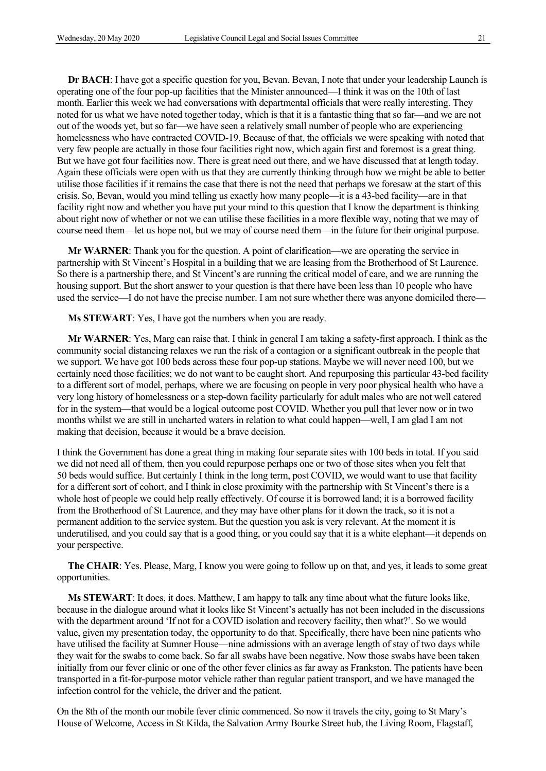**Dr BACH**: I have got a specific question for you, Bevan. Bevan, I note that under your leadership Launch is operating one of the four pop-up facilities that the Minister announced—I think it was on the 10th of last month. Earlier this week we had conversations with departmental officials that were really interesting. They noted for us what we have noted together today, which is that it is a fantastic thing that so far—and we are not out of the woods yet, but so far—we have seen a relatively small number of people who are experiencing homelessness who have contracted COVID-19. Because of that, the officials we were speaking with noted that very few people are actually in those four facilities right now, which again first and foremost is a great thing. But we have got four facilities now. There is great need out there, and we have discussed that at length today. Again these officials were open with us that they are currently thinking through how we might be able to better utilise those facilities if it remains the case that there is not the need that perhaps we foresaw at the start of this crisis. So, Bevan, would you mind telling us exactly how many people—it is a 43-bed facility—are in that facility right now and whether you have put your mind to this question that I know the department is thinking about right now of whether or not we can utilise these facilities in a more flexible way, noting that we may of course need them—let us hope not, but we may of course need them—in the future for their original purpose.

**Mr WARNER**: Thank you for the question. A point of clarification—we are operating the service in partnership with St Vincent's Hospital in a building that we are leasing from the Brotherhood of St Laurence. So there is a partnership there, and St Vincent's are running the critical model of care, and we are running the housing support. But the short answer to your question is that there have been less than 10 people who have used the service—I do not have the precise number. I am not sure whether there was anyone domiciled there—

**Ms STEWART**: Yes, I have got the numbers when you are ready.

**Mr WARNER**: Yes, Marg can raise that. I think in general I am taking a safety-first approach. I think as the community social distancing relaxes we run the risk of a contagion or a significant outbreak in the people that we support. We have got 100 beds across these four pop-up stations. Maybe we will never need 100, but we certainly need those facilities; we do not want to be caught short. And repurposing this particular 43-bed facility to a different sort of model, perhaps, where we are focusing on people in very poor physical health who have a very long history of homelessness or a step-down facility particularly for adult males who are not well catered for in the system—that would be a logical outcome post COVID. Whether you pull that lever now or in two months whilst we are still in uncharted waters in relation to what could happen—well, I am glad I am not making that decision, because it would be a brave decision.

I think the Government has done a great thing in making four separate sites with 100 beds in total. If you said we did not need all of them, then you could repurpose perhaps one or two of those sites when you felt that 50 beds would suffice. But certainly I think in the long term, post COVID, we would want to use that facility for a different sort of cohort, and I think in close proximity with the partnership with St Vincent's there is a whole host of people we could help really effectively. Of course it is borrowed land; it is a borrowed facility from the Brotherhood of St Laurence, and they may have other plans for it down the track, so it is not a permanent addition to the service system. But the question you ask is very relevant. At the moment it is underutilised, and you could say that is a good thing, or you could say that it is a white elephant—it depends on your perspective.

**The CHAIR**: Yes. Please, Marg, I know you were going to follow up on that, and yes, it leads to some great opportunities.

**Ms STEWART**: It does, it does. Matthew, I am happy to talk any time about what the future looks like, because in the dialogue around what it looks like St Vincent's actually has not been included in the discussions with the department around 'If not for a COVID isolation and recovery facility, then what?'. So we would value, given my presentation today, the opportunity to do that. Specifically, there have been nine patients who have utilised the facility at Sumner House—nine admissions with an average length of stay of two days while they wait for the swabs to come back. So far all swabs have been negative. Now those swabs have been taken initially from our fever clinic or one of the other fever clinics as far away as Frankston. The patients have been transported in a fit-for-purpose motor vehicle rather than regular patient transport, and we have managed the infection control for the vehicle, the driver and the patient.

On the 8th of the month our mobile fever clinic commenced. So now it travels the city, going to St Mary's House of Welcome, Access in St Kilda, the Salvation Army Bourke Street hub, the Living Room, Flagstaff,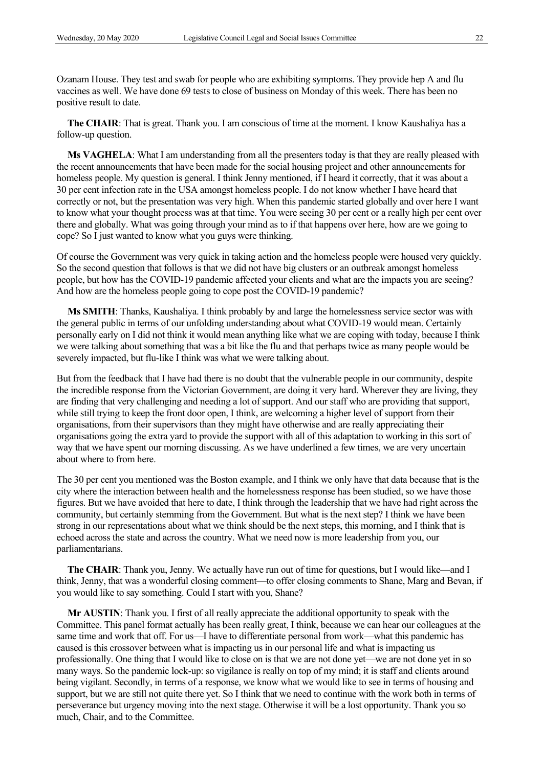Ozanam House. They test and swab for people who are exhibiting symptoms. They provide hep A and flu vaccines as well. We have done 69 tests to close of business on Monday of this week. There has been no positive result to date.

**The CHAIR**: That is great. Thank you. I am conscious of time at the moment. I know Kaushaliya has a follow-up question.

**Ms VAGHELA**: What I am understanding from all the presenters today is that they are really pleased with the recent announcements that have been made for the social housing project and other announcements for homeless people. My question is general. I think Jenny mentioned, if I heard it correctly, that it was about a 30 per cent infection rate in the USA amongst homeless people. I do not know whether I have heard that correctly or not, but the presentation was very high. When this pandemic started globally and over here I want to know what your thought process was at that time. You were seeing 30 per cent or a really high per cent over there and globally. What was going through your mind as to if that happens over here, how are we going to cope? So I just wanted to know what you guys were thinking.

Of course the Government was very quick in taking action and the homeless people were housed very quickly. So the second question that follows is that we did not have big clusters or an outbreak amongst homeless people, but how has the COVID-19 pandemic affected your clients and what are the impacts you are seeing? And how are the homeless people going to cope post the COVID-19 pandemic?

**Ms SMITH**: Thanks, Kaushaliya. I think probably by and large the homelessness service sector was with the general public in terms of our unfolding understanding about what COVID-19 would mean. Certainly personally early on I did not think it would mean anything like what we are coping with today, because I think we were talking about something that was a bit like the flu and that perhaps twice as many people would be severely impacted, but flu-like I think was what we were talking about.

But from the feedback that I have had there is no doubt that the vulnerable people in our community, despite the incredible response from the Victorian Government, are doing it very hard. Wherever they are living, they are finding that very challenging and needing a lot of support. And our staff who are providing that support, while still trying to keep the front door open, I think, are welcoming a higher level of support from their organisations, from their supervisors than they might have otherwise and are really appreciating their organisations going the extra yard to provide the support with all of this adaptation to working in this sort of way that we have spent our morning discussing. As we have underlined a few times, we are very uncertain about where to from here.

The 30 per cent you mentioned was the Boston example, and I think we only have that data because that is the city where the interaction between health and the homelessness response has been studied, so we have those figures. But we have avoided that here to date, I think through the leadership that we have had right across the community, but certainly stemming from the Government. But what is the next step? I think we have been strong in our representations about what we think should be the next steps, this morning, and I think that is echoed across the state and across the country. What we need now is more leadership from you, our parliamentarians.

**The CHAIR**: Thank you, Jenny. We actually have run out of time for questions, but I would like—and I think, Jenny, that was a wonderful closing comment—to offer closing comments to Shane, Marg and Bevan, if you would like to say something. Could I start with you, Shane?

**Mr AUSTIN**: Thank you. I first of all really appreciate the additional opportunity to speak with the Committee. This panel format actually has been really great, I think, because we can hear our colleagues at the same time and work that off. For us—I have to differentiate personal from work—what this pandemic has caused is this crossover between what is impacting us in our personal life and what is impacting us professionally. One thing that I would like to close on is that we are not done yet—we are not done yet in so many ways. So the pandemic lock-up: so vigilance is really on top of my mind; it is staff and clients around being vigilant. Secondly, in terms of a response, we know what we would like to see in terms of housing and support, but we are still not quite there yet. So I think that we need to continue with the work both in terms of perseverance but urgency moving into the next stage. Otherwise it will be a lost opportunity. Thank you so much, Chair, and to the Committee.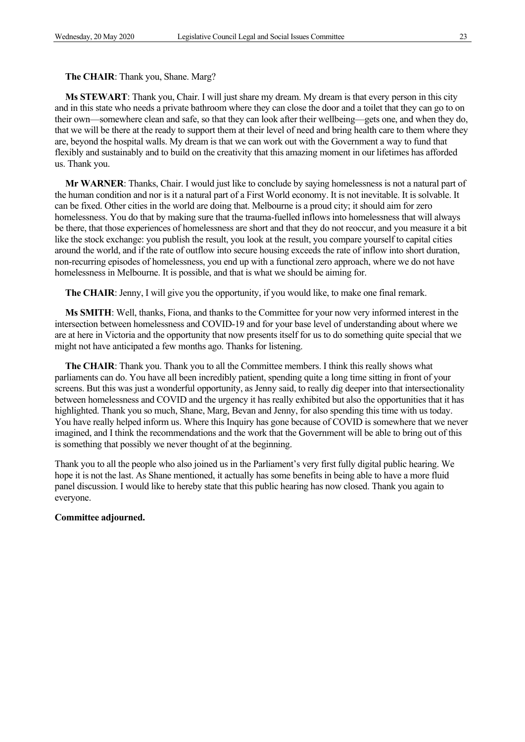**The CHAIR**: Thank you, Shane. Marg?

**Ms STEWART**: Thank you, Chair. I will just share my dream. My dream is that every person in this city and in this state who needs a private bathroom where they can close the door and a toilet that they can go to on their own—somewhere clean and safe, so that they can look after their wellbeing—gets one, and when they do, that we will be there at the ready to support them at their level of need and bring health care to them where they are, beyond the hospital walls. My dream is that we can work out with the Government a way to fund that flexibly and sustainably and to build on the creativity that this amazing moment in our lifetimes has afforded us. Thank you.

**Mr WARNER**: Thanks, Chair. I would just like to conclude by saying homelessness is not a natural part of the human condition and nor is it a natural part of a First World economy. It is not inevitable. It is solvable. It can be fixed. Other cities in the world are doing that. Melbourne is a proud city; it should aim for zero homelessness. You do that by making sure that the trauma-fuelled inflows into homelessness that will always be there, that those experiences of homelessness are short and that they do not reoccur, and you measure it a bit like the stock exchange: you publish the result, you look at the result, you compare yourself to capital cities around the world, and if the rate of outflow into secure housing exceeds the rate of inflow into short duration, non-recurring episodes of homelessness, you end up with a functional zero approach, where we do not have homelessness in Melbourne. It is possible, and that is what we should be aiming for.

**The CHAIR**: Jenny, I will give you the opportunity, if you would like, to make one final remark.

**Ms SMITH**: Well, thanks, Fiona, and thanks to the Committee for your now very informed interest in the intersection between homelessness and COVID-19 and for your base level of understanding about where we are at here in Victoria and the opportunity that now presents itself for us to do something quite special that we might not have anticipated a few months ago. Thanks for listening.

**The CHAIR**: Thank you. Thank you to all the Committee members. I think this really shows what parliaments can do. You have all been incredibly patient, spending quite a long time sitting in front of your screens. But this was just a wonderful opportunity, as Jenny said, to really dig deeper into that intersectionality between homelessness and COVID and the urgency it has really exhibited but also the opportunities that it has highlighted. Thank you so much, Shane, Marg, Bevan and Jenny, for also spending this time with us today. You have really helped inform us. Where this Inquiry has gone because of COVID is somewhere that we never imagined, and I think the recommendations and the work that the Government will be able to bring out of this is something that possibly we never thought of at the beginning.

Thank you to all the people who also joined us in the Parliament's very first fully digital public hearing. We hope it is not the last. As Shane mentioned, it actually has some benefits in being able to have a more fluid panel discussion. I would like to hereby state that this public hearing has now closed. Thank you again to everyone.

**Committee adjourned.**